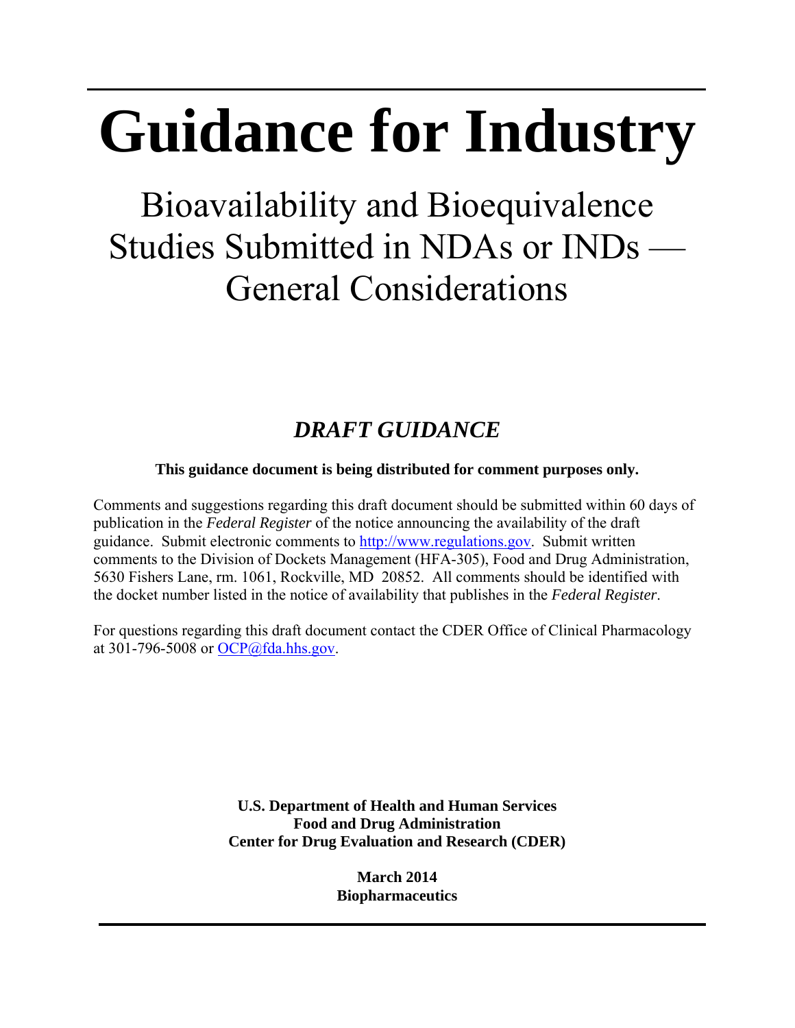# Guidance for Industry

## Bioavailability and Bioequivalence Studies Submitted in NDAs or INDs — General Considerations

### *DRAFT GUIDANCE*

**This guidance document is being distributed for comment purposes only.**

Comments and suggestions regarding this draft document should be submitted within 60 days of publication in the *Federal Register* of the notice announcing the availability of the draft guidance. Submit electronic comments to http://www.regulations.gov. Submit written comments to the Division of Dockets Management (HFA-305), Food and Drug Administration, 5630 Fishers Lane, rm. 1061, Rockville, MD 20852. All comments should be identified with the docket number listed in the notice of availability that publishes in the *Federal Register*.

For questions regarding this draft document contact the CDER Office of Clinical Pharmacology at 301-796-5008 or OCP@fda.hhs.gov.

**U.S. Department of Health and Human Services**
**Food and Drug Administration**
**Center for Drug Evaluation and Research (CDER)**

**March 2014**
**Biopharmaceutics**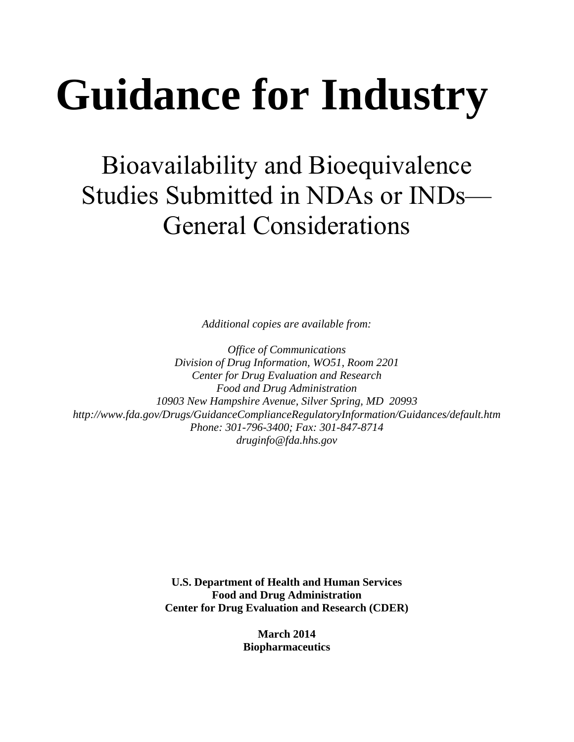# Guidance for Industry

## Bioavailability and Bioequivalence Studies Submitted in NDAs or INDs— General Considerations

*Additional copies are available from:*

*Office of Communications*
*Division of Drug Information, WO51, Room 2201*
*Center for Drug Evaluation and Research*
*Food and Drug Administration*
*10903 New Hampshire Avenue, Silver Spring, MD 20993*
*http://www.fda.gov/Drugs/GuidanceComplianceRegulatoryInformation/Guidances/default.htm*
*Phone: 301-796-3400; Fax: 301-847-8714*
*druginfo@fda.hhs.gov*

**U.S. Department of Health and Human Services**
**Food and Drug Administration**
**Center for Drug Evaluation and Research (CDER)**

**March 2014**
**Biopharmaceutics**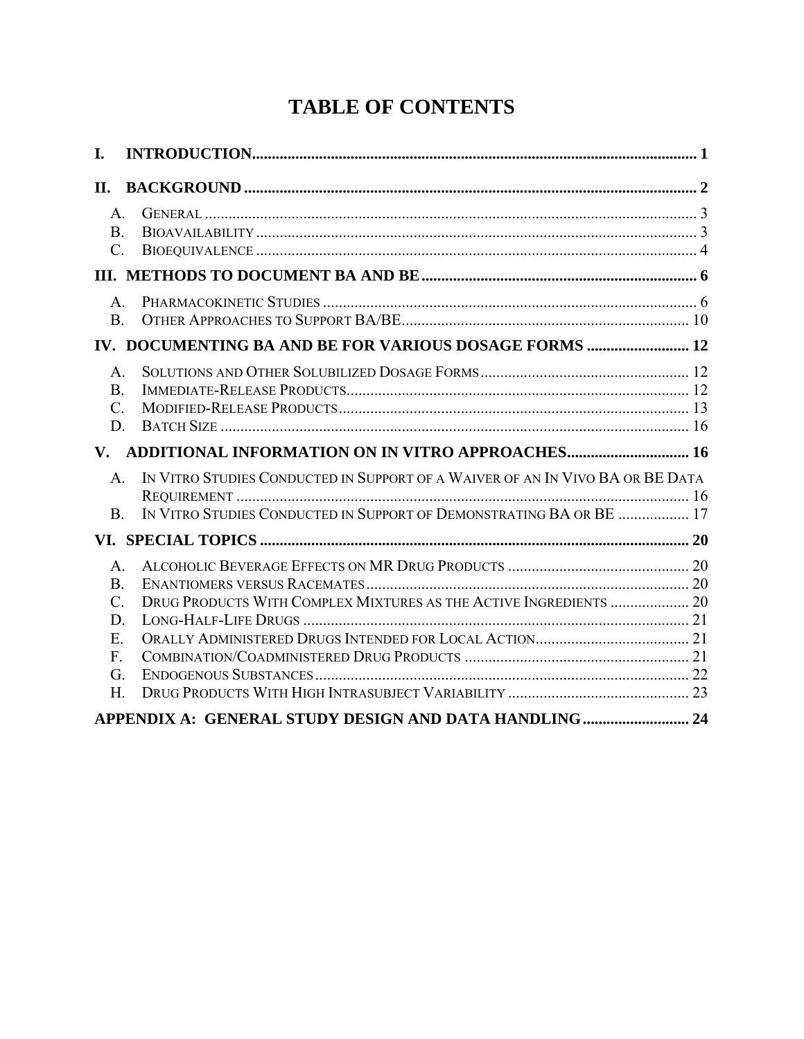# TABLE OF CONTENTS

**I. INTRODUCTION** .......... 1

**II. BACKGROUND** .......... 2

- A. General .......... 3
- B. Bioavailability .......... 3
- C. Bioequivalence .......... 4

**III. METHODS TO DOCUMENT BA AND BE** .......... 6

- A. Pharmacokinetic Studies .......... 6
- B. Other Approaches to Support BA/BE .......... 10

**IV. DOCUMENTING BA AND BE FOR VARIOUS DOSAGE FORMS** .......... 12

- A. Solutions and Other Solubilized Dosage Forms .......... 12
- B. Immediate-Release Products .......... 12
- C. Modified-Release Products .......... 13
- D. Batch Size .......... 16

**V. ADDITIONAL INFORMATION ON IN VITRO APPROACHES** .......... 16

- A. In Vitro Studies Conducted in Support of a Waiver of an In Vivo BA or BE Data Requirement .......... 16
- B. In Vitro Studies Conducted in Support of Demonstrating BA or BE .......... 17

**VI. SPECIAL TOPICS** .......... 20

- A. Alcoholic Beverage Effects on MR Drug Products .......... 20
- B. Enantiomers versus Racemates .......... 20
- C. Drug Products With Complex Mixtures as the Active Ingredients .......... 20
- D. Long-Half-Life Drugs .......... 21
- E. Orally Administered Drugs Intended for Local Action .......... 21
- F. Combination/Coadministered Drug Products .......... 21
- G. Endogenous Substances .......... 22
- H. Drug Products With High Intrasubject Variability .......... 23

**APPENDIX A: GENERAL STUDY DESIGN AND DATA HANDLING** .......... 24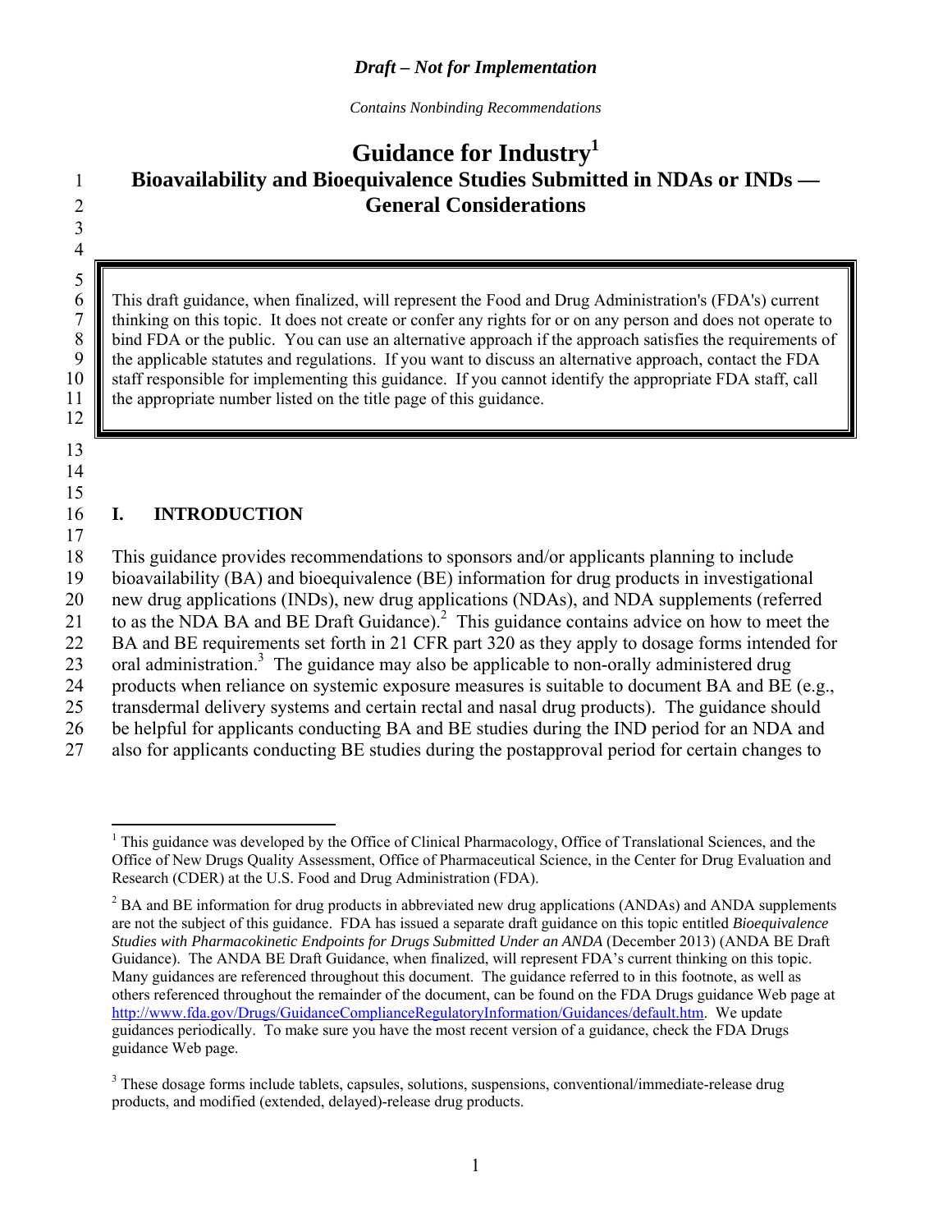*Draft – Not for Implementation*

*Contains Nonbinding Recommendations*

# Guidance for Industry[1]

## Bioavailability and Bioequivalence Studies Submitted in NDAs or INDs — General Considerations

> This draft guidance, when finalized, will represent the Food and Drug Administration's (FDA's) current thinking on this topic. It does not create or confer any rights for or on any person and does not operate to bind FDA or the public. You can use an alternative approach if the approach satisfies the requirements of the applicable statutes and regulations. If you want to discuss an alternative approach, contact the FDA staff responsible for implementing this guidance. If you cannot identify the appropriate FDA staff, call the appropriate number listed on the title page of this guidance.

## I. INTRODUCTION

This guidance provides recommendations to sponsors and/or applicants planning to include bioavailability (BA) and bioequivalence (BE) information for drug products in investigational new drug applications (INDs), new drug applications (NDAs), and NDA supplements (referred to as the NDA BA and BE Draft Guidance).[2] This guidance contains advice on how to meet the BA and BE requirements set forth in 21 CFR part 320 as they apply to dosage forms intended for oral administration.[3] The guidance may also be applicable to non-orally administered drug products when reliance on systemic exposure measures is suitable to document BA and BE (e.g., transdermal delivery systems and certain rectal and nasal drug products). The guidance should be helpful for applicants conducting BA and BE studies during the IND period for an NDA and also for applicants conducting BE studies during the postapproval period for certain changes to

---

[1] This guidance was developed by the Office of Clinical Pharmacology, Office of Translational Sciences, and the Office of New Drugs Quality Assessment, Office of Pharmaceutical Science, in the Center for Drug Evaluation and Research (CDER) at the U.S. Food and Drug Administration (FDA).

[2] BA and BE information for drug products in abbreviated new drug applications (ANDAs) and ANDA supplements are not the subject of this guidance. FDA has issued a separate draft guidance on this topic entitled *Bioequivalence Studies with Pharmacokinetic Endpoints for Drugs Submitted Under an ANDA* (December 2013) (ANDA BE Draft Guidance). The ANDA BE Draft Guidance, when finalized, will represent FDA's current thinking on this topic. Many guidances are referenced throughout this document. The guidance referred to in this footnote, as well as others referenced throughout the remainder of the document, can be found on the FDA Drugs guidance Web page at http://www.fda.gov/Drugs/GuidanceComplianceRegulatoryInformation/Guidances/default.htm. We update guidances periodically. To make sure you have the most recent version of a guidance, check the FDA Drugs guidance Web page.

[3] These dosage forms include tablets, capsules, solutions, suspensions, conventional/immediate-release drug products, and modified (extended, delayed)-release drug products.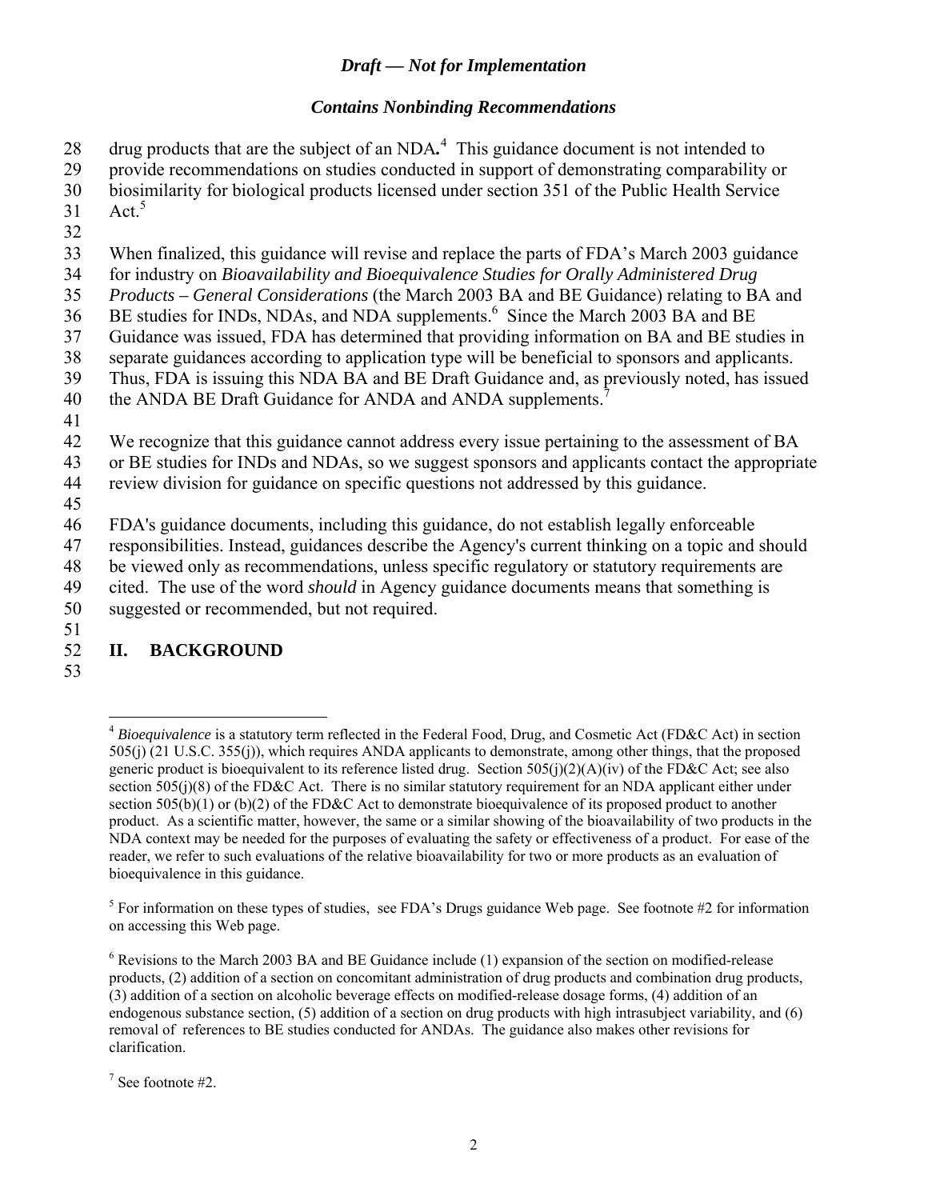drug products that are the subject of an NDA.[4] This guidance document is not intended to provide recommendations on studies conducted in support of demonstrating comparability or biosimilarity for biological products licensed under section 351 of the Public Health Service Act.[5]

When finalized, this guidance will revise and replace the parts of FDA's March 2003 guidance for industry on *Bioavailability and Bioequivalence Studies for Orally Administered Drug Products – General Considerations* (the March 2003 BA and BE Guidance) relating to BA and BE studies for INDs, NDAs, and NDA supplements.[6] Since the March 2003 BA and BE Guidance was issued, FDA has determined that providing information on BA and BE studies in separate guidances according to application type will be beneficial to sponsors and applicants. Thus, FDA is issuing this NDA BA and BE Draft Guidance and, as previously noted, has issued the ANDA BE Draft Guidance for ANDA and ANDA supplements.[7]

We recognize that this guidance cannot address every issue pertaining to the assessment of BA or BE studies for INDs and NDAs, so we suggest sponsors and applicants contact the appropriate review division for guidance on specific questions not addressed by this guidance.

FDA's guidance documents, including this guidance, do not establish legally enforceable responsibilities. Instead, guidances describe the Agency's current thinking on a topic and should be viewed only as recommendations, unless specific regulatory or statutory requirements are cited. The use of the word *should* in Agency guidance documents means that something is suggested or recommended, but not required.

## II. BACKGROUND

---

[4] *Bioequivalence* is a statutory term reflected in the Federal Food, Drug, and Cosmetic Act (FD&C Act) in section 505(j) (21 U.S.C. 355(j)), which requires ANDA applicants to demonstrate, among other things, that the proposed generic product is bioequivalent to its reference listed drug. Section 505(j)(2)(A)(iv) of the FD&C Act; see also section 505(j)(8) of the FD&C Act. There is no similar statutory requirement for an NDA applicant either under section 505(b)(1) or (b)(2) of the FD&C Act to demonstrate bioequivalence of its proposed product to another product. As a scientific matter, however, the same or a similar showing of the bioavailability of two products in the NDA context may be needed for the purposes of evaluating the safety or effectiveness of a product. For ease of the reader, we refer to such evaluations of the relative bioavailability for two or more products as an evaluation of bioequivalence in this guidance.

[5] For information on these types of studies, see FDA's Drugs guidance Web page. See footnote #2 for information on accessing this Web page.

[6] Revisions to the March 2003 BA and BE Guidance include (1) expansion of the section on modified-release products, (2) addition of a section on concomitant administration of drug products and combination drug products, (3) addition of a section on alcoholic beverage effects on modified-release dosage forms, (4) addition of an endogenous substance section, (5) addition of a section on drug products with high intrasubject variability, and (6) removal of references to BE studies conducted for ANDAs. The guidance also makes other revisions for clarification.

[7] See footnote #2.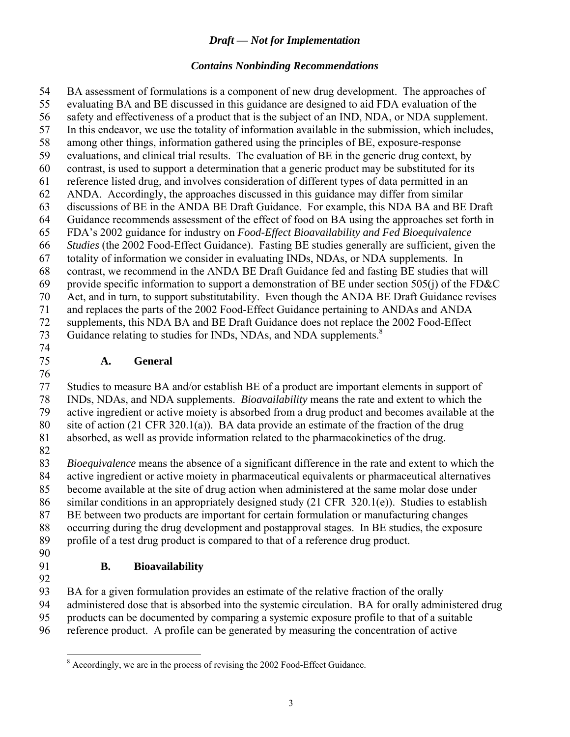BA assessment of formulations is a component of new drug development. The approaches of evaluating BA and BE discussed in this guidance are designed to aid FDA evaluation of the safety and effectiveness of a product that is the subject of an IND, NDA, or NDA supplement. In this endeavor, we use the totality of information available in the submission, which includes, among other things, information gathered using the principles of BE, exposure-response evaluations, and clinical trial results. The evaluation of BE in the generic drug context, by contrast, is used to support a determination that a generic product may be substituted for its reference listed drug, and involves consideration of different types of data permitted in an ANDA. Accordingly, the approaches discussed in this guidance may differ from similar discussions of BE in the ANDA BE Draft Guidance. For example, this NDA BA and BE Draft Guidance recommends assessment of the effect of food on BA using the approaches set forth in FDA's 2002 guidance for industry on *Food-Effect Bioavailability and Fed Bioequivalence Studies* (the 2002 Food-Effect Guidance). Fasting BE studies generally are sufficient, given the totality of information we consider in evaluating INDs, NDAs, or NDA supplements. In contrast, we recommend in the ANDA BE Draft Guidance fed and fasting BE studies that will provide specific information to support a demonstration of BE under section 505(j) of the FD&C Act, and in turn, to support substitutability. Even though the ANDA BE Draft Guidance revises and replaces the parts of the 2002 Food-Effect Guidance pertaining to ANDAs and ANDA supplements, this NDA BA and BE Draft Guidance does not replace the 2002 Food-Effect Guidance relating to studies for INDs, NDAs, and NDA supplements.[8]

### A. General

Studies to measure BA and/or establish BE of a product are important elements in support of INDs, NDAs, and NDA supplements. *Bioavailability* means the rate and extent to which the active ingredient or active moiety is absorbed from a drug product and becomes available at the site of action (21 CFR 320.1(a)). BA data provide an estimate of the fraction of the drug absorbed, as well as provide information related to the pharmacokinetics of the drug.

*Bioequivalence* means the absence of a significant difference in the rate and extent to which the active ingredient or active moiety in pharmaceutical equivalents or pharmaceutical alternatives become available at the site of drug action when administered at the same molar dose under similar conditions in an appropriately designed study (21 CFR 320.1(e)). Studies to establish BE between two products are important for certain formulation or manufacturing changes occurring during the drug development and postapproval stages. In BE studies, the exposure profile of a test drug product is compared to that of a reference drug product.

### B. Bioavailability

BA for a given formulation provides an estimate of the relative fraction of the orally administered dose that is absorbed into the systemic circulation. BA for orally administered drug products can be documented by comparing a systemic exposure profile to that of a suitable reference product. A profile can be generated by measuring the concentration of active

[8] Accordingly, we are in the process of revising the 2002 Food-Effect Guidance.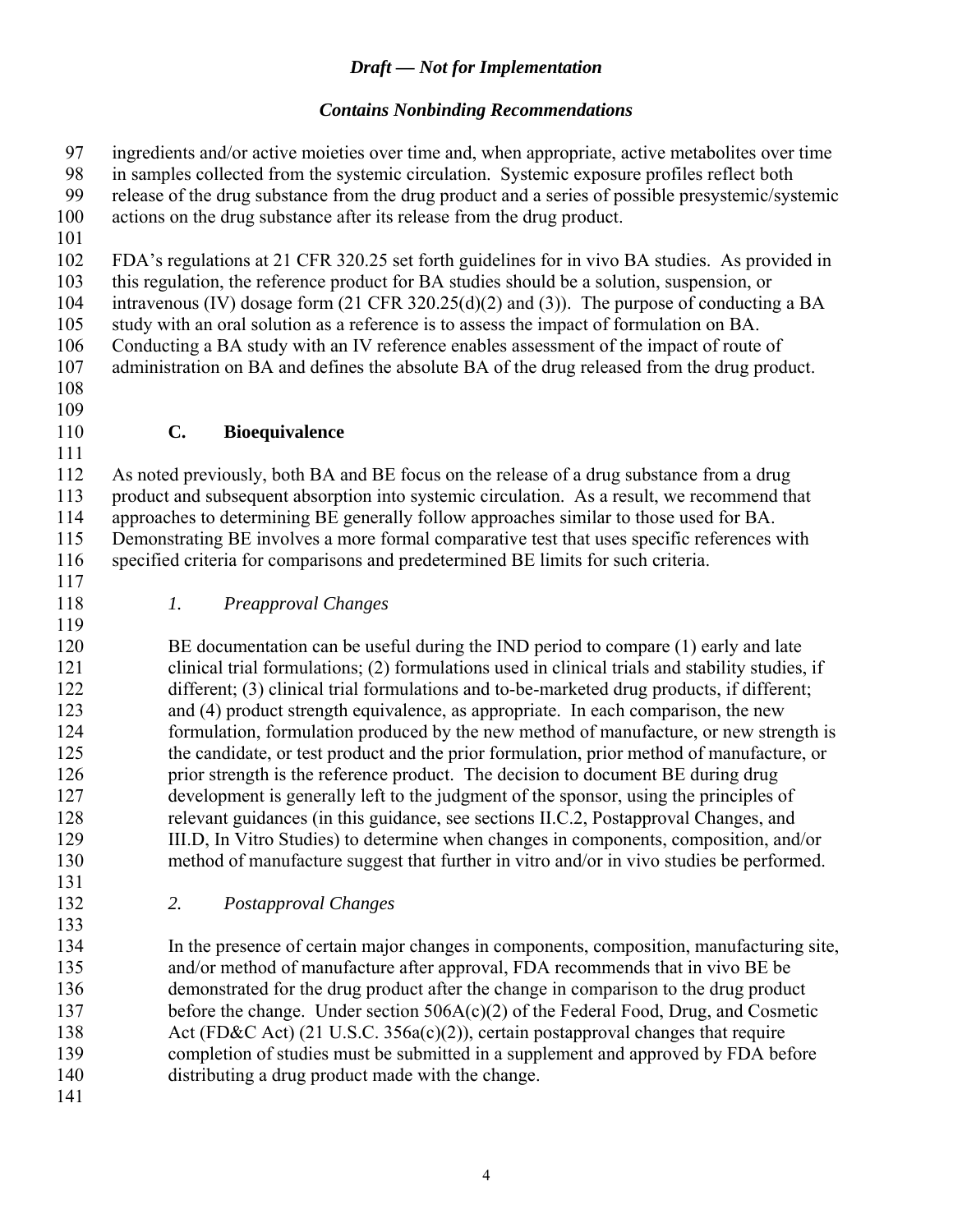ingredients and/or active moieties over time and, when appropriate, active metabolites over time in samples collected from the systemic circulation. Systemic exposure profiles reflect both release of the drug substance from the drug product and a series of possible presystemic/systemic actions on the drug substance after its release from the drug product.

FDA's regulations at 21 CFR 320.25 set forth guidelines for in vivo BA studies. As provided in this regulation, the reference product for BA studies should be a solution, suspension, or intravenous (IV) dosage form (21 CFR 320.25(d)(2) and (3)). The purpose of conducting a BA study with an oral solution as a reference is to assess the impact of formulation on BA. Conducting a BA study with an IV reference enables assessment of the impact of route of administration on BA and defines the absolute BA of the drug released from the drug product.

### C. Bioequivalence

As noted previously, both BA and BE focus on the release of a drug substance from a drug product and subsequent absorption into systemic circulation. As a result, we recommend that approaches to determining BE generally follow approaches similar to those used for BA. Demonstrating BE involves a more formal comparative test that uses specific references with specified criteria for comparisons and predetermined BE limits for such criteria.

#### *1. Preapproval Changes*

BE documentation can be useful during the IND period to compare (1) early and late clinical trial formulations; (2) formulations used in clinical trials and stability studies, if different; (3) clinical trial formulations and to-be-marketed drug products, if different; and (4) product strength equivalence, as appropriate. In each comparison, the new formulation, formulation produced by the new method of manufacture, or new strength is the candidate, or test product and the prior formulation, prior method of manufacture, or prior strength is the reference product. The decision to document BE during drug development is generally left to the judgment of the sponsor, using the principles of relevant guidances (in this guidance, see sections II.C.2, Postapproval Changes, and III.D, In Vitro Studies) to determine when changes in components, composition, and/or method of manufacture suggest that further in vitro and/or in vivo studies be performed.

#### *2. Postapproval Changes*

In the presence of certain major changes in components, composition, manufacturing site, and/or method of manufacture after approval, FDA recommends that in vivo BE be demonstrated for the drug product after the change in comparison to the drug product before the change. Under section 506A(c)(2) of the Federal Food, Drug, and Cosmetic Act (FD&C Act) (21 U.S.C. 356a(c)(2)), certain postapproval changes that require completion of studies must be submitted in a supplement and approved by FDA before distributing a drug product made with the change.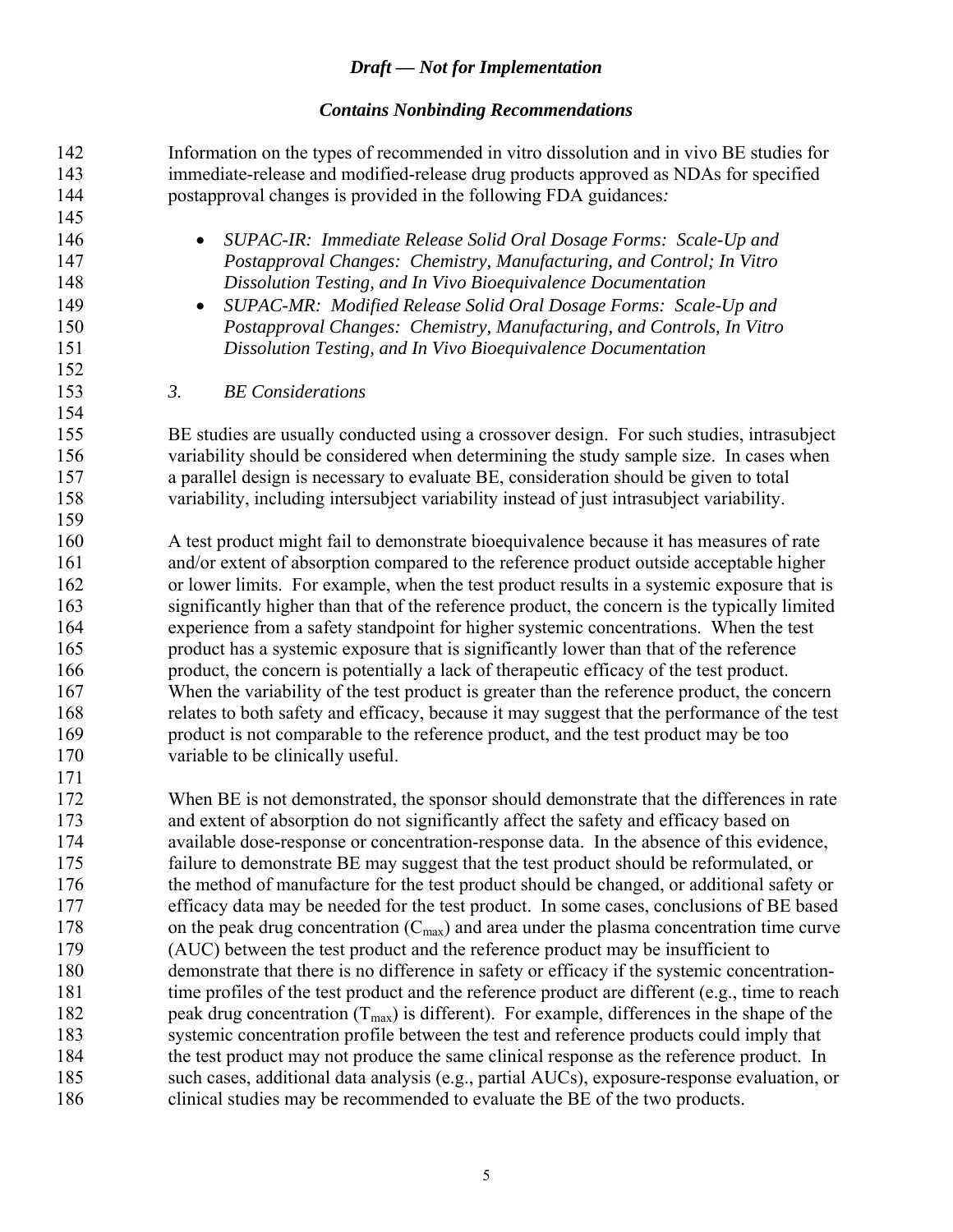Information on the types of recommended in vitro dissolution and in vivo BE studies for immediate-release and modified-release drug products approved as NDAs for specified postapproval changes is provided in the following FDA guidances*:*

- *SUPAC-IR: Immediate Release Solid Oral Dosage Forms: Scale-Up and Postapproval Changes: Chemistry, Manufacturing, and Control; In Vitro Dissolution Testing, and In Vivo Bioequivalence Documentation*
- *SUPAC-MR: Modified Release Solid Oral Dosage Forms: Scale-Up and Postapproval Changes: Chemistry, Manufacturing, and Controls, In Vitro Dissolution Testing, and In Vivo Bioequivalence Documentation*

#### *3. BE Considerations*

BE studies are usually conducted using a crossover design. For such studies, intrasubject variability should be considered when determining the study sample size. In cases when a parallel design is necessary to evaluate BE, consideration should be given to total variability, including intersubject variability instead of just intrasubject variability.

A test product might fail to demonstrate bioequivalence because it has measures of rate and/or extent of absorption compared to the reference product outside acceptable higher or lower limits. For example, when the test product results in a systemic exposure that is significantly higher than that of the reference product, the concern is the typically limited experience from a safety standpoint for higher systemic concentrations. When the test product has a systemic exposure that is significantly lower than that of the reference product, the concern is potentially a lack of therapeutic efficacy of the test product. When the variability of the test product is greater than the reference product, the concern relates to both safety and efficacy, because it may suggest that the performance of the test product is not comparable to the reference product, and the test product may be too variable to be clinically useful.

When BE is not demonstrated, the sponsor should demonstrate that the differences in rate and extent of absorption do not significantly affect the safety and efficacy based on available dose-response or concentration-response data. In the absence of this evidence, failure to demonstrate BE may suggest that the test product should be reformulated, or the method of manufacture for the test product should be changed, or additional safety or efficacy data may be needed for the test product. In some cases, conclusions of BE based on the peak drug concentration ($C_{max}$) and area under the plasma concentration time curve (AUC) between the test product and the reference product may be insufficient to demonstrate that there is no difference in safety or efficacy if the systemic concentration-time profiles of the test product and the reference product are different (e.g., time to reach peak drug concentration ($T_{max}$) is different). For example, differences in the shape of the systemic concentration profile between the test and reference products could imply that the test product may not produce the same clinical response as the reference product. In such cases, additional data analysis (e.g., partial AUCs), exposure-response evaluation, or clinical studies may be recommended to evaluate the BE of the two products.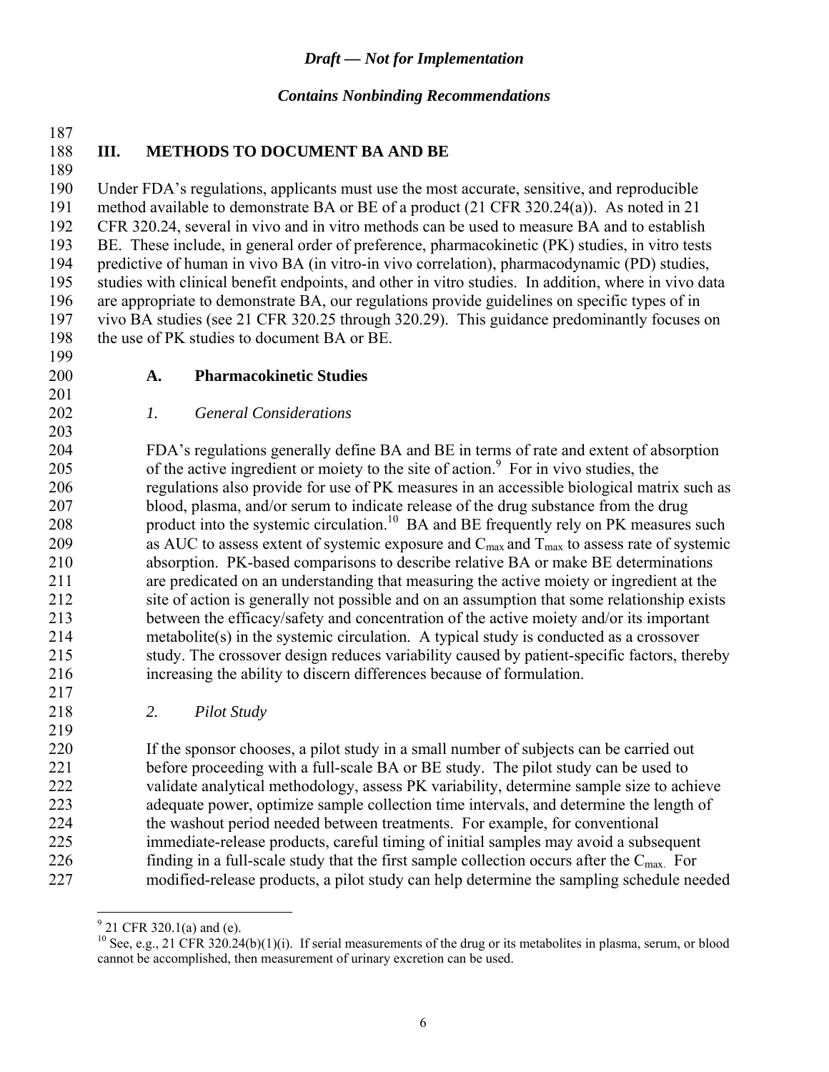## III. METHODS TO DOCUMENT BA AND BE

Under FDA's regulations, applicants must use the most accurate, sensitive, and reproducible method available to demonstrate BA or BE of a product (21 CFR 320.24(a)). As noted in 21 CFR 320.24, several in vivo and in vitro methods can be used to measure BA and to establish BE. These include, in general order of preference, pharmacokinetic (PK) studies, in vitro tests predictive of human in vivo BA (in vitro-in vivo correlation), pharmacodynamic (PD) studies, studies with clinical benefit endpoints, and other in vitro studies. In addition, where in vivo data are appropriate to demonstrate BA, our regulations provide guidelines on specific types of in vivo BA studies (see 21 CFR 320.25 through 320.29). This guidance predominantly focuses on the use of PK studies to document BA or BE.

### A. Pharmacokinetic Studies

#### *1. General Considerations*

FDA's regulations generally define BA and BE in terms of rate and extent of absorption of the active ingredient or moiety to the site of action.[9] For in vivo studies, the regulations also provide for use of PK measures in an accessible biological matrix such as blood, plasma, and/or serum to indicate release of the drug substance from the drug product into the systemic circulation.[10] BA and BE frequently rely on PK measures such as AUC to assess extent of systemic exposure and $C_{max}$ and $T_{max}$ to assess rate of systemic absorption. PK-based comparisons to describe relative BA or make BE determinations are predicated on an understanding that measuring the active moiety or ingredient at the site of action is generally not possible and on an assumption that some relationship exists between the efficacy/safety and concentration of the active moiety and/or its important metabolite(s) in the systemic circulation. A typical study is conducted as a crossover study. The crossover design reduces variability caused by patient-specific factors, thereby increasing the ability to discern differences because of formulation.

#### *2. Pilot Study*

If the sponsor chooses, a pilot study in a small number of subjects can be carried out before proceeding with a full-scale BA or BE study. The pilot study can be used to validate analytical methodology, assess PK variability, determine sample size to achieve adequate power, optimize sample collection time intervals, and determine the length of the washout period needed between treatments. For example, for conventional immediate-release products, careful timing of initial samples may avoid a subsequent finding in a full-scale study that the first sample collection occurs after the $C_{max}$. For modified-release products, a pilot study can help determine the sampling schedule needed

---

[9] 21 CFR 320.1(a) and (e).

[10] See, e.g., 21 CFR 320.24(b)(1)(i). If serial measurements of the drug or its metabolites in plasma, serum, or blood cannot be accomplished, then measurement of urinary excretion can be used.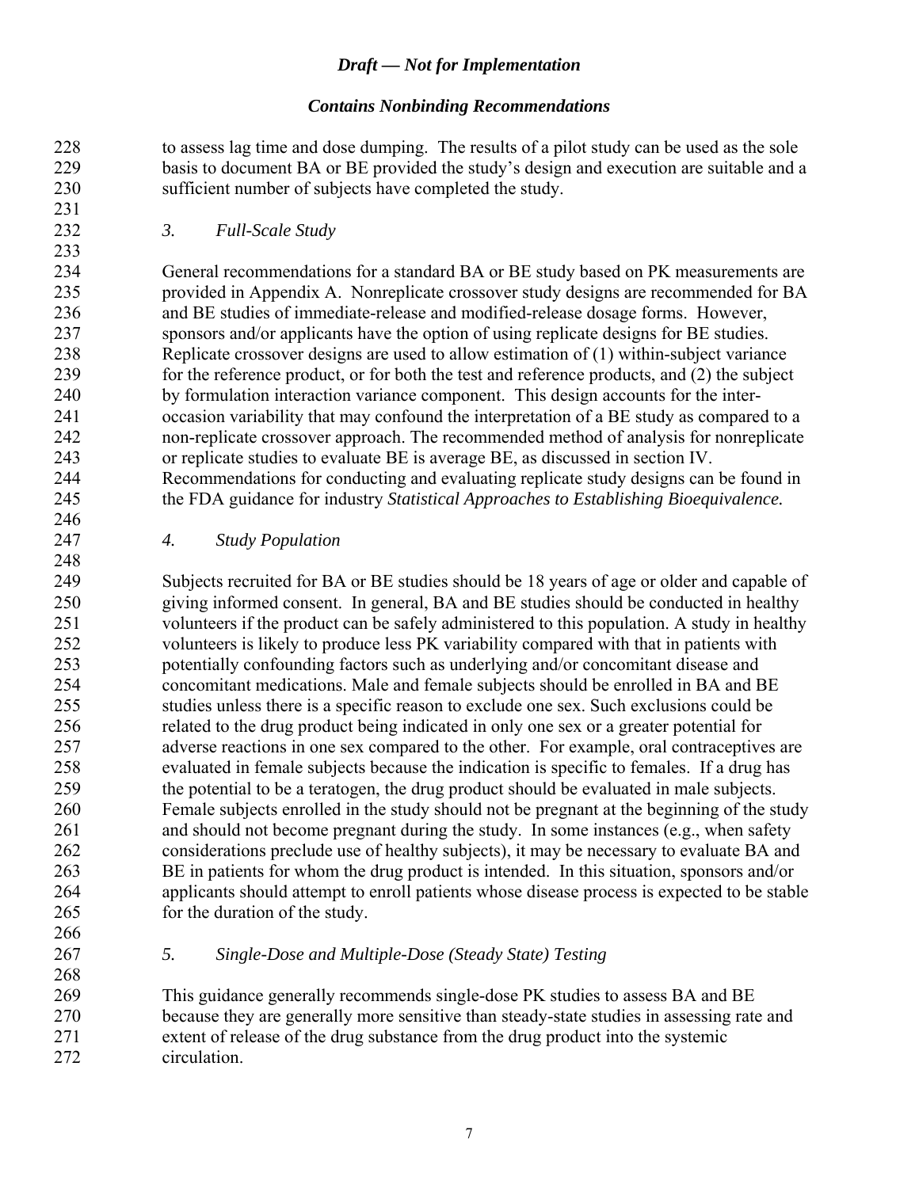to assess lag time and dose dumping. The results of a pilot study can be used as the sole basis to document BA or BE provided the study's design and execution are suitable and a sufficient number of subjects have completed the study.

#### *3. Full-Scale Study*

General recommendations for a standard BA or BE study based on PK measurements are provided in Appendix A. Nonreplicate crossover study designs are recommended for BA and BE studies of immediate-release and modified-release dosage forms. However, sponsors and/or applicants have the option of using replicate designs for BE studies. Replicate crossover designs are used to allow estimation of (1) within-subject variance for the reference product, or for both the test and reference products, and (2) the subject by formulation interaction variance component. This design accounts for the inter-occasion variability that may confound the interpretation of a BE study as compared to a non-replicate crossover approach. The recommended method of analysis for nonreplicate or replicate studies to evaluate BE is average BE, as discussed in section IV. Recommendations for conducting and evaluating replicate study designs can be found in the FDA guidance for industry *Statistical Approaches to Establishing Bioequivalence.*

#### *4. Study Population*

Subjects recruited for BA or BE studies should be 18 years of age or older and capable of giving informed consent. In general, BA and BE studies should be conducted in healthy volunteers if the product can be safely administered to this population. A study in healthy volunteers is likely to produce less PK variability compared with that in patients with potentially confounding factors such as underlying and/or concomitant disease and concomitant medications. Male and female subjects should be enrolled in BA and BE studies unless there is a specific reason to exclude one sex. Such exclusions could be related to the drug product being indicated in only one sex or a greater potential for adverse reactions in one sex compared to the other. For example, oral contraceptives are evaluated in female subjects because the indication is specific to females. If a drug has the potential to be a teratogen, the drug product should be evaluated in male subjects. Female subjects enrolled in the study should not be pregnant at the beginning of the study and should not become pregnant during the study. In some instances (e.g., when safety considerations preclude use of healthy subjects), it may be necessary to evaluate BA and BE in patients for whom the drug product is intended. In this situation, sponsors and/or applicants should attempt to enroll patients whose disease process is expected to be stable for the duration of the study.

#### *5. Single-Dose and Multiple-Dose (Steady State) Testing*

This guidance generally recommends single-dose PK studies to assess BA and BE because they are generally more sensitive than steady-state studies in assessing rate and extent of release of the drug substance from the drug product into the systemic circulation.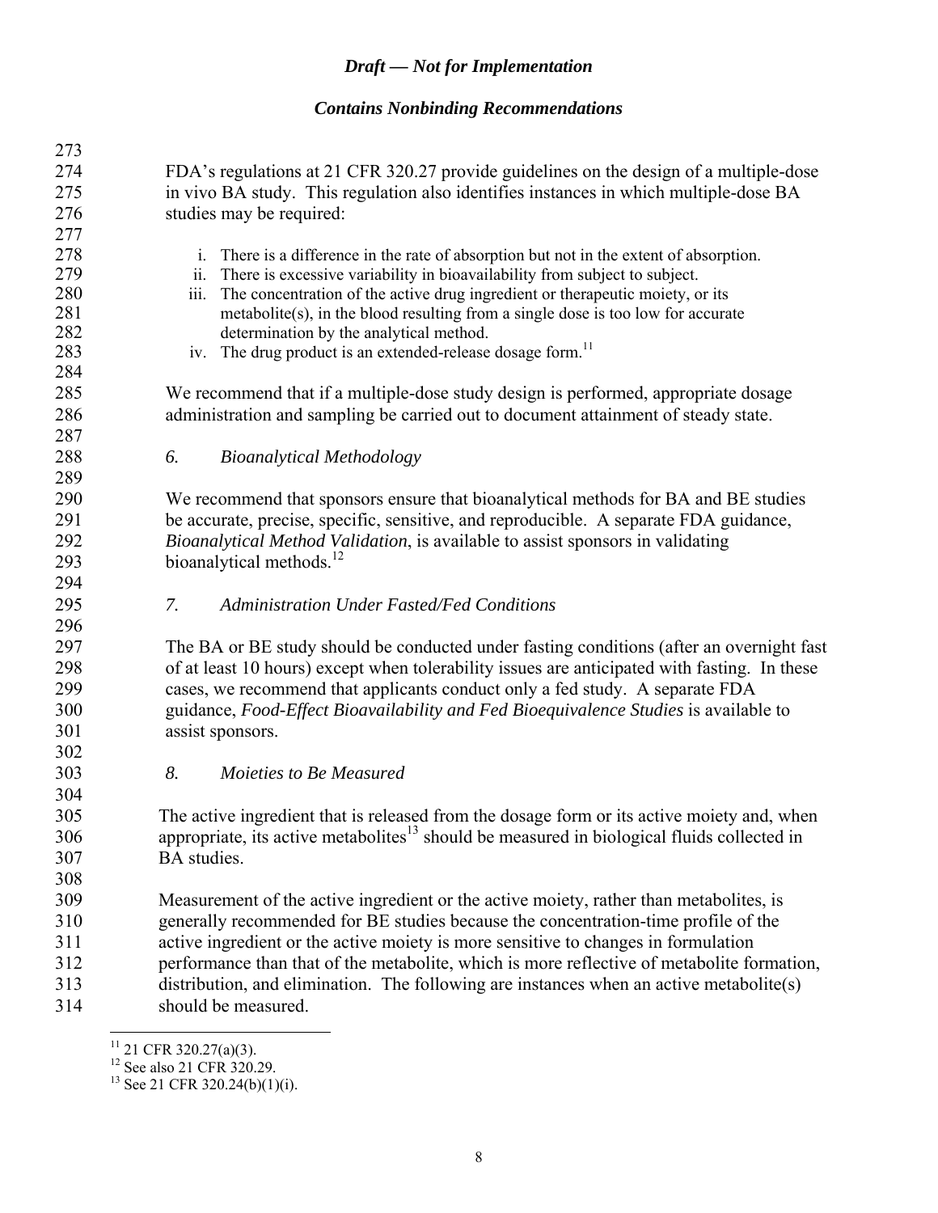FDA's regulations at 21 CFR 320.27 provide guidelines on the design of a multiple-dose in vivo BA study. This regulation also identifies instances in which multiple-dose BA studies may be required:

i. There is a difference in the rate of absorption but not in the extent of absorption.
ii. There is excessive variability in bioavailability from subject to subject.
iii. The concentration of the active drug ingredient or therapeutic moiety, or its metabolite(s), in the blood resulting from a single dose is too low for accurate determination by the analytical method.
iv. The drug product is an extended-release dosage form.[11]

We recommend that if a multiple-dose study design is performed, appropriate dosage administration and sampling be carried out to document attainment of steady state.

### *6. Bioanalytical Methodology*

We recommend that sponsors ensure that bioanalytical methods for BA and BE studies be accurate, precise, specific, sensitive, and reproducible. A separate FDA guidance, *Bioanalytical Method Validation*, is available to assist sponsors in validating bioanalytical methods.[12]

### *7. Administration Under Fasted/Fed Conditions*

The BA or BE study should be conducted under fasting conditions (after an overnight fast of at least 10 hours) except when tolerability issues are anticipated with fasting. In these cases, we recommend that applicants conduct only a fed study. A separate FDA guidance, *Food-Effect Bioavailability and Fed Bioequivalence Studies* is available to assist sponsors.

### *8. Moieties to Be Measured*

The active ingredient that is released from the dosage form or its active moiety and, when appropriate, its active metabolites[13] should be measured in biological fluids collected in BA studies.

Measurement of the active ingredient or the active moiety, rather than metabolites, is generally recommended for BE studies because the concentration-time profile of the active ingredient or the active moiety is more sensitive to changes in formulation performance than that of the metabolite, which is more reflective of metabolite formation, distribution, and elimination. The following are instances when an active metabolite(s) should be measured.

---

[11] 21 CFR 320.27(a)(3).
[12] See also 21 CFR 320.29.
[13] See 21 CFR 320.24(b)(1)(i).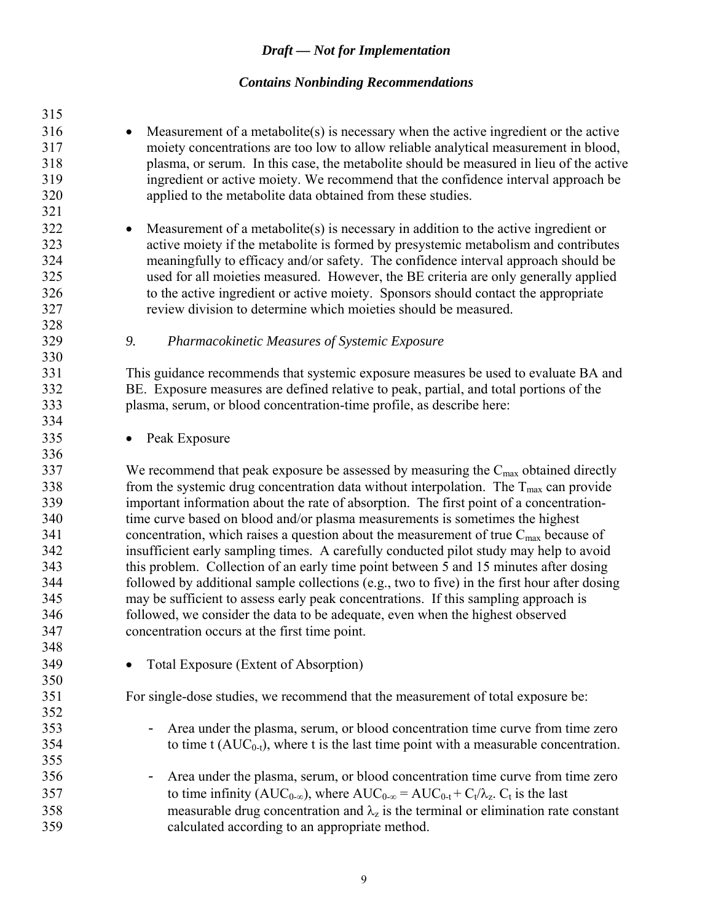- Measurement of a metabolite(s) is necessary when the active ingredient or the active moiety concentrations are too low to allow reliable analytical measurement in blood, plasma, or serum. In this case, the metabolite should be measured in lieu of the active ingredient or active moiety. We recommend that the confidence interval approach be applied to the metabolite data obtained from these studies.

- Measurement of a metabolite(s) is necessary in addition to the active ingredient or active moiety if the metabolite is formed by presystemic metabolism and contributes meaningfully to efficacy and/or safety. The confidence interval approach should be used for all moieties measured. However, the BE criteria are only generally applied to the active ingredient or active moiety. Sponsors should contact the appropriate review division to determine which moieties should be measured.

#### *9. Pharmacokinetic Measures of Systemic Exposure*

This guidance recommends that systemic exposure measures be used to evaluate BA and BE. Exposure measures are defined relative to peak, partial, and total portions of the plasma, serum, or blood concentration-time profile, as describe here:

- Peak Exposure

We recommend that peak exposure be assessed by measuring the $C_{max}$ obtained directly from the systemic drug concentration data without interpolation. The $T_{max}$ can provide important information about the rate of absorption. The first point of a concentration-time curve based on blood and/or plasma measurements is sometimes the highest concentration, which raises a question about the measurement of true $C_{max}$ because of insufficient early sampling times. A carefully conducted pilot study may help to avoid this problem. Collection of an early time point between 5 and 15 minutes after dosing followed by additional sample collections (e.g., two to five) in the first hour after dosing may be sufficient to assess early peak concentrations. If this sampling approach is followed, we consider the data to be adequate, even when the highest observed concentration occurs at the first time point.

- Total Exposure (Extent of Absorption)

For single-dose studies, we recommend that the measurement of total exposure be:

  - Area under the plasma, serum, or blood concentration time curve from time zero to time t ($AUC_{0-t}$), where t is the last time point with a measurable concentration.

  - Area under the plasma, serum, or blood concentration time curve from time zero to time infinity ($AUC_{0-\infty}$), where $AUC_{0-\infty} = AUC_{0-t} + C_t/\lambda_z$. $C_t$ is the last measurable drug concentration and $\lambda_z$ is the terminal or elimination rate constant calculated according to an appropriate method.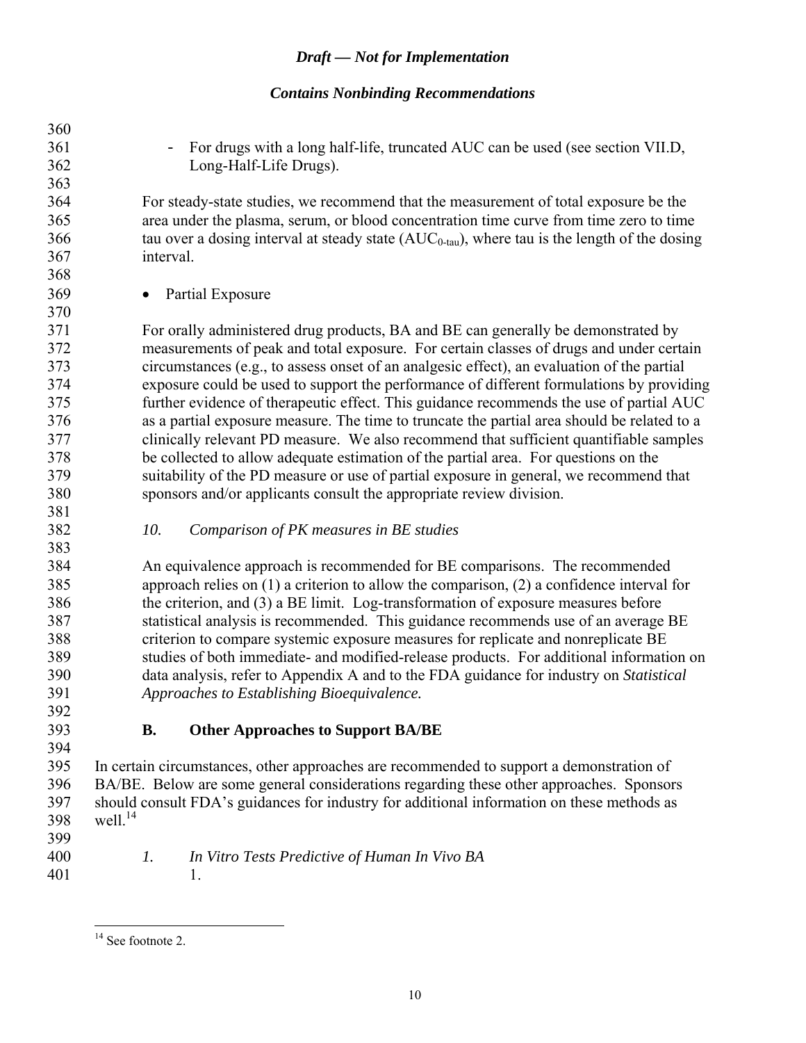- For drugs with a long half-life, truncated AUC can be used (see section VII.D, Long-Half-Life Drugs).

For steady-state studies, we recommend that the measurement of total exposure be the area under the plasma, serum, or blood concentration time curve from time zero to time tau over a dosing interval at steady state ($AUC_{0\text{-tau}}$), where tau is the length of the dosing interval.

- Partial Exposure

For orally administered drug products, BA and BE can generally be demonstrated by measurements of peak and total exposure. For certain classes of drugs and under certain circumstances (e.g., to assess onset of an analgesic effect), an evaluation of the partial exposure could be used to support the performance of different formulations by providing further evidence of therapeutic effect. This guidance recommends the use of partial AUC as a partial exposure measure. The time to truncate the partial area should be related to a clinically relevant PD measure. We also recommend that sufficient quantifiable samples be collected to allow adequate estimation of the partial area. For questions on the suitability of the PD measure or use of partial exposure in general, we recommend that sponsors and/or applicants consult the appropriate review division.

*10. Comparison of PK measures in BE studies*

An equivalence approach is recommended for BE comparisons. The recommended approach relies on (1) a criterion to allow the comparison, (2) a confidence interval for the criterion, and (3) a BE limit. Log-transformation of exposure measures before statistical analysis is recommended. This guidance recommends use of an average BE criterion to compare systemic exposure measures for replicate and nonreplicate BE studies of both immediate- and modified-release products. For additional information on data analysis, refer to Appendix A and to the FDA guidance for industry on *Statistical Approaches to Establishing Bioequivalence.*

### B. Other Approaches to Support BA/BE

In certain circumstances, other approaches are recommended to support a demonstration of BA/BE. Below are some general considerations regarding these other approaches. Sponsors should consult FDA's guidances for industry for additional information on these methods as well.[14]

*1. In Vitro Tests Predictive of Human In Vivo BA*

1.

[14] See footnote 2.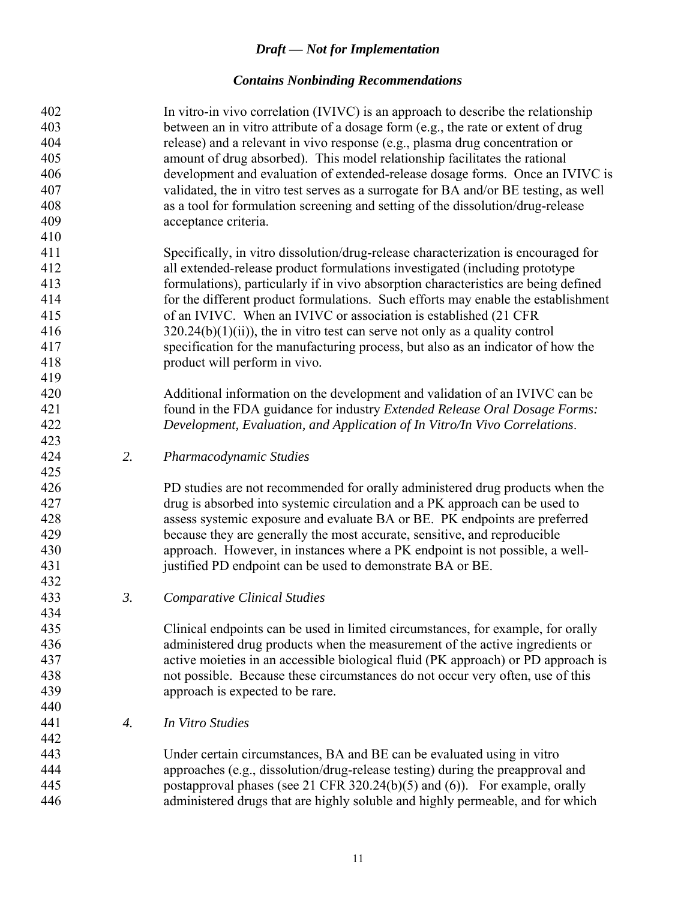In vitro-in vivo correlation (IVIVC) is an approach to describe the relationship between an in vitro attribute of a dosage form (e.g., the rate or extent of drug release) and a relevant in vivo response (e.g., plasma drug concentration or amount of drug absorbed). This model relationship facilitates the rational development and evaluation of extended-release dosage forms. Once an IVIVC is validated, the in vitro test serves as a surrogate for BA and/or BE testing, as well as a tool for formulation screening and setting of the dissolution/drug-release acceptance criteria.

Specifically, in vitro dissolution/drug-release characterization is encouraged for all extended-release product formulations investigated (including prototype formulations), particularly if in vivo absorption characteristics are being defined for the different product formulations. Such efforts may enable the establishment of an IVIVC. When an IVIVC or association is established (21 CFR 320.24(b)(1)(ii)), the in vitro test can serve not only as a quality control specification for the manufacturing process, but also as an indicator of how the product will perform in vivo.

Additional information on the development and validation of an IVIVC can be found in the FDA guidance for industry *Extended Release Oral Dosage Forms: Development, Evaluation, and Application of In Vitro/In Vivo Correlations*.

#### *2. Pharmacodynamic Studies*

PD studies are not recommended for orally administered drug products when the drug is absorbed into systemic circulation and a PK approach can be used to assess systemic exposure and evaluate BA or BE. PK endpoints are preferred because they are generally the most accurate, sensitive, and reproducible approach. However, in instances where a PK endpoint is not possible, a well-justified PD endpoint can be used to demonstrate BA or BE.

#### *3. Comparative Clinical Studies*

Clinical endpoints can be used in limited circumstances, for example, for orally administered drug products when the measurement of the active ingredients or active moieties in an accessible biological fluid (PK approach) or PD approach is not possible. Because these circumstances do not occur very often, use of this approach is expected to be rare.

#### *4. In Vitro Studies*

Under certain circumstances, BA and BE can be evaluated using in vitro approaches (e.g., dissolution/drug-release testing) during the preapproval and postapproval phases (see 21 CFR 320.24(b)(5) and (6)). For example, orally administered drugs that are highly soluble and highly permeable, and for which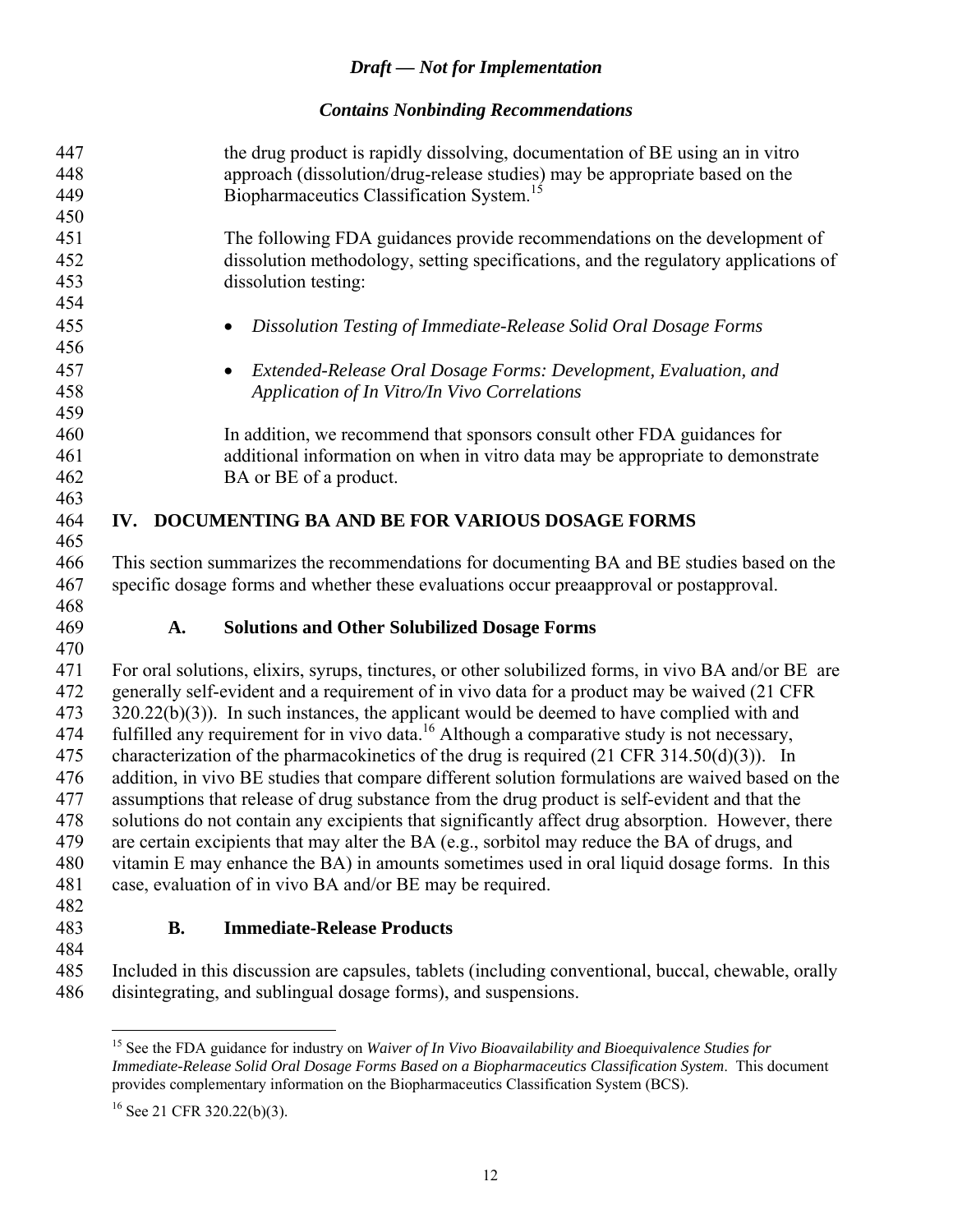the drug product is rapidly dissolving, documentation of BE using an in vitro approach (dissolution/drug-release studies) may be appropriate based on the Biopharmaceutics Classification System.[15]

The following FDA guidances provide recommendations on the development of dissolution methodology, setting specifications, and the regulatory applications of dissolution testing:

- *Dissolution Testing of Immediate-Release Solid Oral Dosage Forms*
- *Extended-Release Oral Dosage Forms: Development, Evaluation, and Application of In Vitro/In Vivo Correlations*

In addition, we recommend that sponsors consult other FDA guidances for additional information on when in vitro data may be appropriate to demonstrate BA or BE of a product.

## IV. DOCUMENTING BA AND BE FOR VARIOUS DOSAGE FORMS

This section summarizes the recommendations for documenting BA and BE studies based on the specific dosage forms and whether these evaluations occur preapproval or postapproval.

### A. Solutions and Other Solubilized Dosage Forms

For oral solutions, elixirs, syrups, tinctures, or other solubilized forms, in vivo BA and/or BE are generally self-evident and a requirement of in vivo data for a product may be waived (21 CFR 320.22(b)(3)). In such instances, the applicant would be deemed to have complied with and fulfilled any requirement for in vivo data.[16] Although a comparative study is not necessary, characterization of the pharmacokinetics of the drug is required (21 CFR 314.50(d)(3)). In addition, in vivo BE studies that compare different solution formulations are waived based on the assumptions that release of drug substance from the drug product is self-evident and that the solutions do not contain any excipients that significantly affect drug absorption. However, there are certain excipients that may alter the BA (e.g., sorbitol may reduce the BA of drugs, and vitamin E may enhance the BA) in amounts sometimes used in oral liquid dosage forms. In this case, evaluation of in vivo BA and/or BE may be required.

### B. Immediate-Release Products

Included in this discussion are capsules, tablets (including conventional, buccal, chewable, orally disintegrating, and sublingual dosage forms), and suspensions.

---

[15] See the FDA guidance for industry on *Waiver of In Vivo Bioavailability and Bioequivalence Studies for Immediate-Release Solid Oral Dosage Forms Based on a Biopharmaceutics Classification System*. This document provides complementary information on the Biopharmaceutics Classification System (BCS).

[16] See 21 CFR 320.22(b)(3).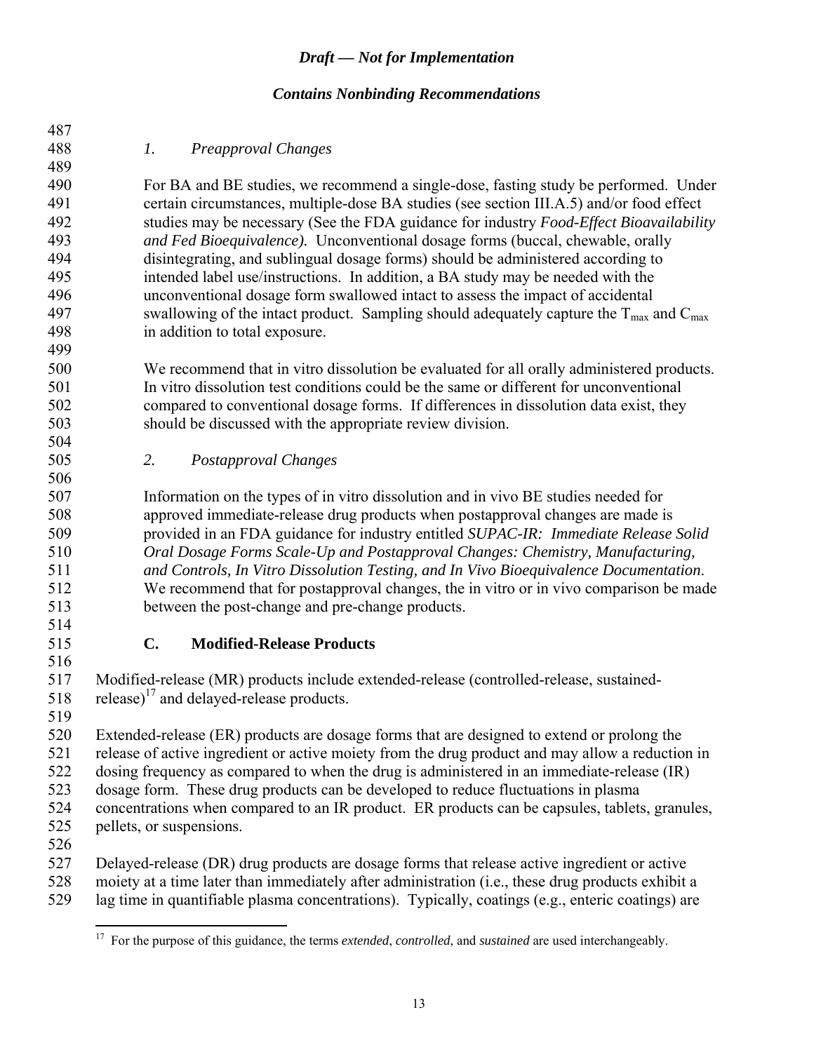*1. Preapproval Changes*

For BA and BE studies, we recommend a single-dose, fasting study be performed. Under certain circumstances, multiple-dose BA studies (see section III.A.5) and/or food effect studies may be necessary (See the FDA guidance for industry *Food-Effect Bioavailability and Fed Bioequivalence).* Unconventional dosage forms (buccal, chewable, orally disintegrating, and sublingual dosage forms) should be administered according to intended label use/instructions. In addition, a BA study may be needed with the unconventional dosage form swallowed intact to assess the impact of accidental swallowing of the intact product. Sampling should adequately capture the $T_{max}$ and $C_{max}$ in addition to total exposure.

We recommend that in vitro dissolution be evaluated for all orally administered products. In vitro dissolution test conditions could be the same or different for unconventional compared to conventional dosage forms. If differences in dissolution data exist, they should be discussed with the appropriate review division.

*2. Postapproval Changes*

Information on the types of in vitro dissolution and in vivo BE studies needed for approved immediate-release drug products when postapproval changes are made is provided in an FDA guidance for industry entitled *SUPAC-IR: Immediate Release Solid Oral Dosage Forms Scale-Up and Postapproval Changes: Chemistry, Manufacturing, and Controls, In Vitro Dissolution Testing, and In Vivo Bioequivalence Documentation*. We recommend that for postapproval changes, the in vitro or in vivo comparison be made between the post-change and pre-change products.

### C. Modified-Release Products

Modified-release (MR) products include extended-release (controlled-release, sustained-release)[17] and delayed-release products.

Extended-release (ER) products are dosage forms that are designed to extend or prolong the release of active ingredient or active moiety from the drug product and may allow a reduction in dosing frequency as compared to when the drug is administered in an immediate-release (IR) dosage form. These drug products can be developed to reduce fluctuations in plasma concentrations when compared to an IR product. ER products can be capsules, tablets, granules, pellets, or suspensions.

Delayed-release (DR) drug products are dosage forms that release active ingredient or active moiety at a time later than immediately after administration (i.e., these drug products exhibit a lag time in quantifiable plasma concentrations). Typically, coatings (e.g., enteric coatings) are

[17] For the purpose of this guidance, the terms *extended*, *controlled*, and *sustained* are used interchangeably.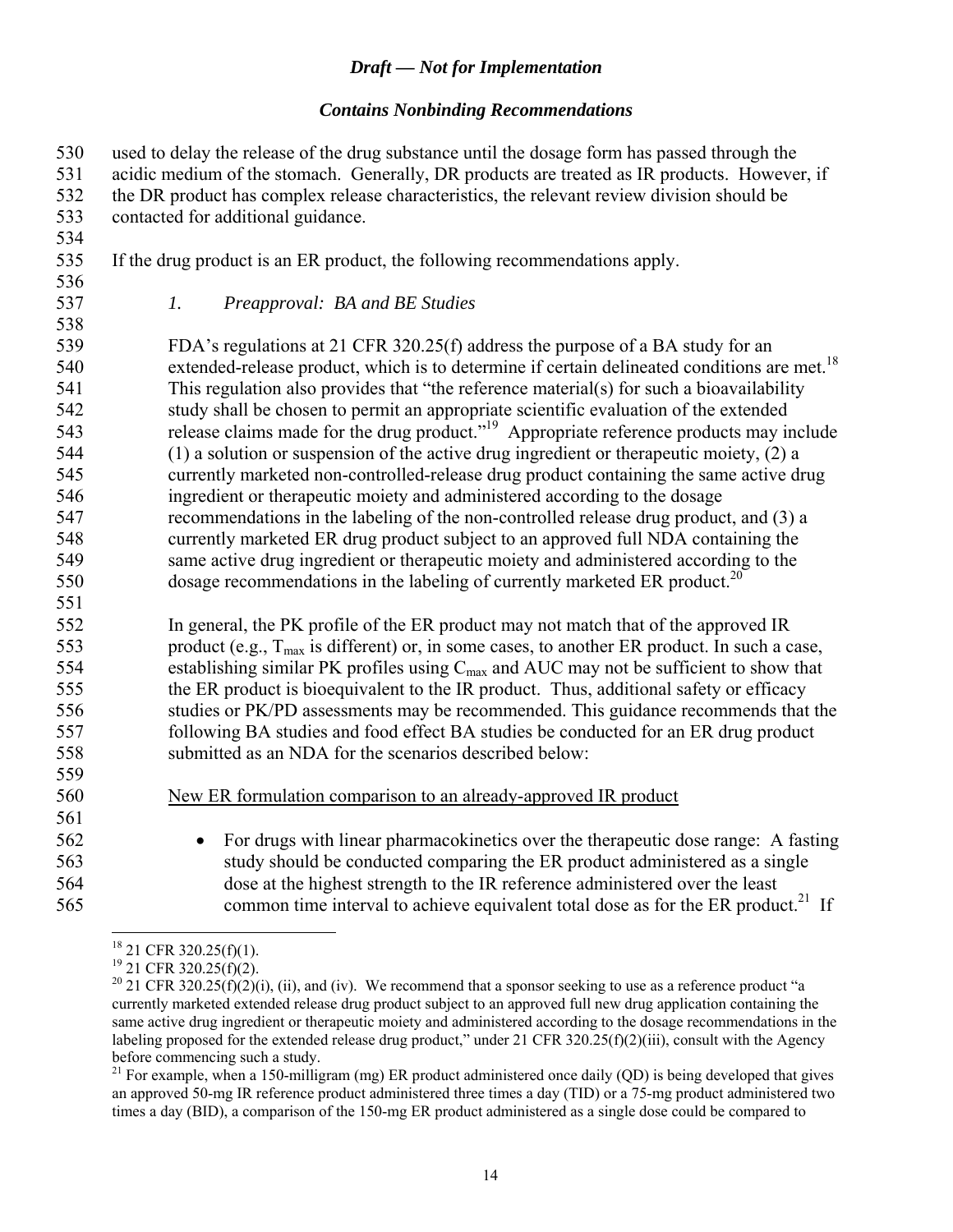used to delay the release of the drug substance until the dosage form has passed through the acidic medium of the stomach. Generally, DR products are treated as IR products. However, if the DR product has complex release characteristics, the relevant review division should be contacted for additional guidance.

If the drug product is an ER product, the following recommendations apply.

### *1. Preapproval: BA and BE Studies*

FDA's regulations at 21 CFR 320.25(f) address the purpose of a BA study for an extended-release product, which is to determine if certain delineated conditions are met.[18] This regulation also provides that "the reference material(s) for such a bioavailability study shall be chosen to permit an appropriate scientific evaluation of the extended release claims made for the drug product."[19] Appropriate reference products may include (1) a solution or suspension of the active drug ingredient or therapeutic moiety, (2) a currently marketed non-controlled-release drug product containing the same active drug ingredient or therapeutic moiety and administered according to the dosage recommendations in the labeling of the non-controlled release drug product, and (3) a currently marketed ER drug product subject to an approved full NDA containing the same active drug ingredient or therapeutic moiety and administered according to the dosage recommendations in the labeling of currently marketed ER product.[20]

In general, the PK profile of the ER product may not match that of the approved IR product (e.g., $T_{max}$ is different) or, in some cases, to another ER product. In such a case, establishing similar PK profiles using $C_{max}$ and AUC may not be sufficient to show that the ER product is bioequivalent to the IR product. Thus, additional safety or efficacy studies or PK/PD assessments may be recommended. This guidance recommends that the following BA studies and food effect BA studies be conducted for an ER drug product submitted as an NDA for the scenarios described below:

<u>New ER formulation comparison to an already-approved IR product</u>

- For drugs with linear pharmacokinetics over the therapeutic dose range: A fasting study should be conducted comparing the ER product administered as a single dose at the highest strength to the IR reference administered over the least common time interval to achieve equivalent total dose as for the ER product.[21] If

---

[18] 21 CFR 320.25(f)(1).

[19] 21 CFR 320.25(f)(2).

[20] 21 CFR 320.25(f)(2)(i), (ii), and (iv). We recommend that a sponsor seeking to use as a reference product "a currently marketed extended release drug product subject to an approved full new drug application containing the same active drug ingredient or therapeutic moiety and administered according to the dosage recommendations in the labeling proposed for the extended release drug product," under 21 CFR 320.25(f)(2)(iii), consult with the Agency before commencing such a study.

[21] For example, when a 150-milligram (mg) ER product administered once daily (QD) is being developed that gives an approved 50-mg IR reference product administered three times a day (TID) or a 75-mg product administered two times a day (BID), a comparison of the 150-mg ER product administered as a single dose could be compared to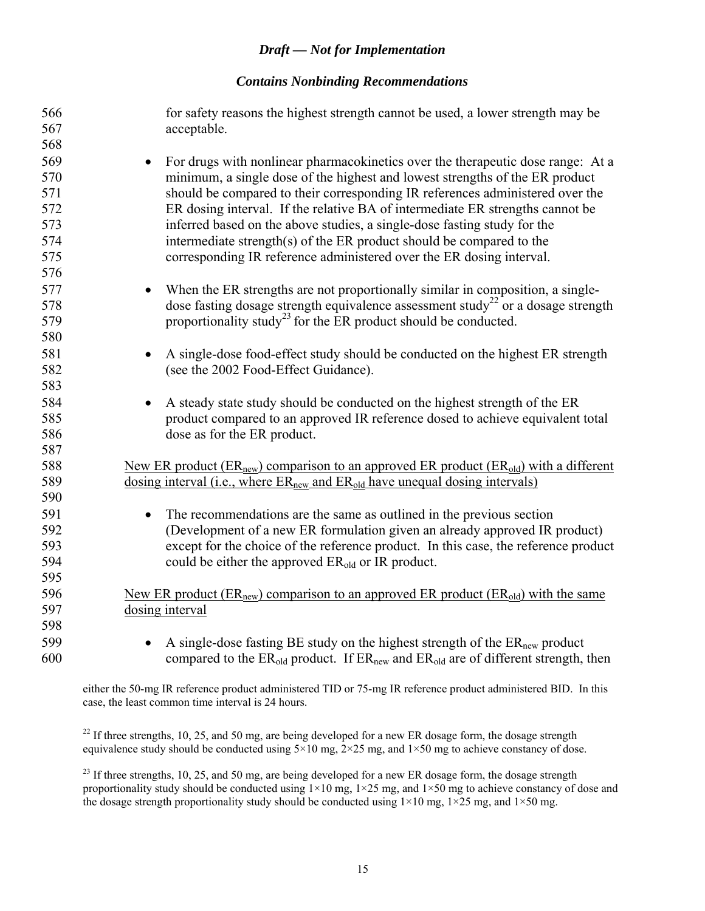for safety reasons the highest strength cannot be used, a lower strength may be acceptable.

- For drugs with nonlinear pharmacokinetics over the therapeutic dose range: At a minimum, a single dose of the highest and lowest strengths of the ER product should be compared to their corresponding IR references administered over the ER dosing interval. If the relative BA of intermediate ER strengths cannot be inferred based on the above studies, a single-dose fasting study for the intermediate strength(s) of the ER product should be compared to the corresponding IR reference administered over the ER dosing interval.

- When the ER strengths are not proportionally similar in composition, a single-dose fasting dosage strength equivalence assessment study[22] or a dosage strength proportionality study[23] for the ER product should be conducted.

- A single-dose food-effect study should be conducted on the highest ER strength (see the 2002 Food-Effect Guidance).

- A steady state study should be conducted on the highest strength of the ER product compared to an approved IR reference dosed to achieve equivalent total dose as for the ER product.

New ER product ($ER_{new}$) comparison to an approved ER product ($ER_{old}$) with a different dosing interval (i.e., where $ER_{new}$ and $ER_{old}$ have unequal dosing intervals)

- The recommendations are the same as outlined in the previous section (Development of a new ER formulation given an already approved IR product) except for the choice of the reference product. In this case, the reference product could be either the approved $ER_{old}$ or IR product.

New ER product ($ER_{new}$) comparison to an approved ER product ($ER_{old}$) with the same dosing interval

- A single-dose fasting BE study on the highest strength of the $ER_{new}$ product compared to the $ER_{old}$ product. If $ER_{new}$ and $ER_{old}$ are of different strength, then

either the 50-mg IR reference product administered TID or 75-mg IR reference product administered BID. In this case, the least common time interval is 24 hours.

[22] If three strengths, 10, 25, and 50 mg, are being developed for a new ER dosage form, the dosage strength equivalence study should be conducted using 5×10 mg, 2×25 mg, and 1×50 mg to achieve constancy of dose.

[23] If three strengths, 10, 25, and 50 mg, are being developed for a new ER dosage form, the dosage strength proportionality study should be conducted using 1×10 mg, 1×25 mg, and 1×50 mg to achieve constancy of dose and the dosage strength proportionality study should be conducted using 1×10 mg, 1×25 mg, and 1×50 mg.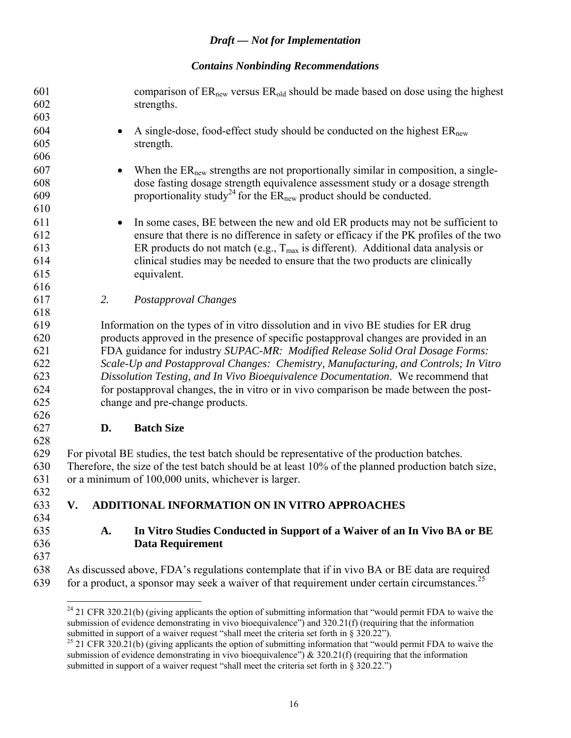comparison of $ER_{new}$ versus $ER_{old}$ should be made based on dose using the highest strengths.

- A single-dose, food-effect study should be conducted on the highest $ER_{new}$ strength.

- When the $ER_{new}$ strengths are not proportionally similar in composition, a single-dose fasting dosage strength equivalence assessment study or a dosage strength proportionality study[24] for the $ER_{new}$ product should be conducted.

- In some cases, BE between the new and old ER products may not be sufficient to ensure that there is no difference in safety or efficacy if the PK profiles of the two ER products do not match (e.g., $T_{max}$ is different). Additional data analysis or clinical studies may be needed to ensure that the two products are clinically equivalent.

#### *2. Postapproval Changes*

Information on the types of in vitro dissolution and in vivo BE studies for ER drug products approved in the presence of specific postapproval changes are provided in an FDA guidance for industry *SUPAC-MR: Modified Release Solid Oral Dosage Forms: Scale-Up and Postapproval Changes: Chemistry, Manufacturing, and Controls; In Vitro Dissolution Testing, and In Vivo Bioequivalence Documentation*. We recommend that for postapproval changes, the in vitro or in vivo comparison be made between the post-change and pre-change products.

### D. Batch Size

For pivotal BE studies, the test batch should be representative of the production batches. Therefore, the size of the test batch should be at least 10% of the planned production batch size, or a minimum of 100,000 units, whichever is larger.

## V. ADDITIONAL INFORMATION ON IN VITRO APPROACHES

### A. In Vitro Studies Conducted in Support of a Waiver of an In Vivo BA or BE Data Requirement

As discussed above, FDA's regulations contemplate that if in vivo BA or BE data are required for a product, a sponsor may seek a waiver of that requirement under certain circumstances.[25]

---

[24] 21 CFR 320.21(b) (giving applicants the option of submitting information that "would permit FDA to waive the submission of evidence demonstrating in vivo bioequivalence") and 320.21(f) (requiring that the information submitted in support of a waiver request "shall meet the criteria set forth in § 320.22").

[25] 21 CFR 320.21(b) (giving applicants the option of submitting information that "would permit FDA to waive the submission of evidence demonstrating in vivo bioequivalence") & 320.21(f) (requiring that the information submitted in support of a waiver request "shall meet the criteria set forth in § 320.22.")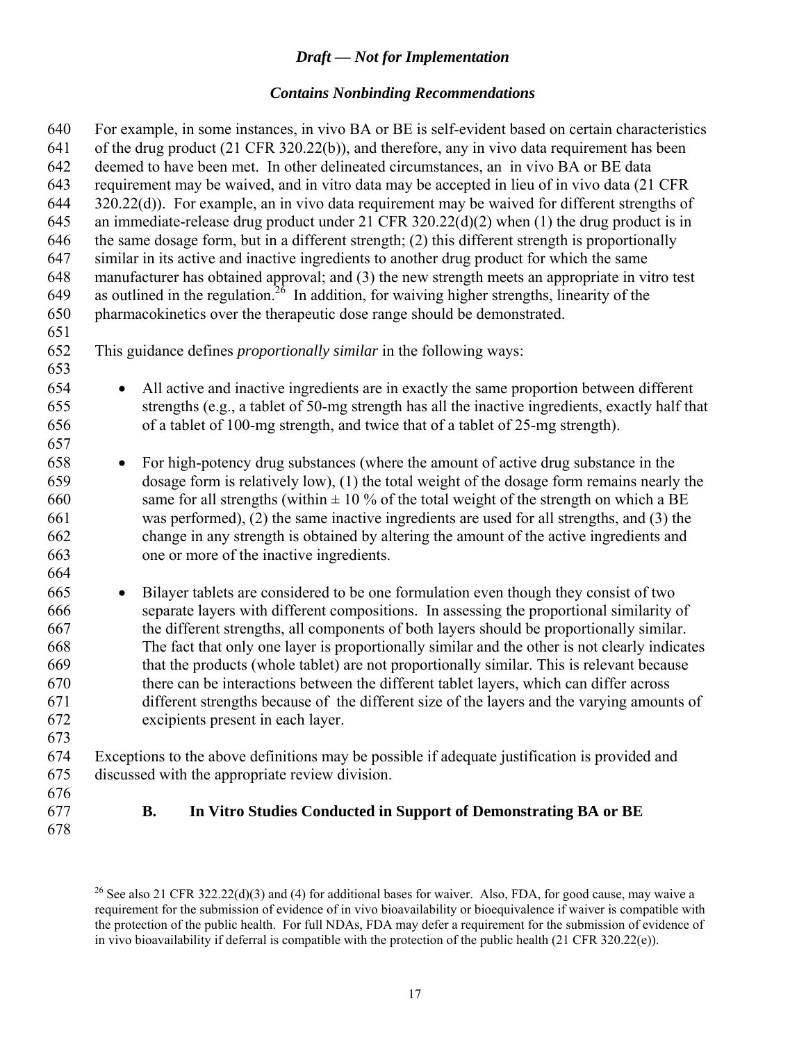For example, in some instances, in vivo BA or BE is self-evident based on certain characteristics of the drug product (21 CFR 320.22(b)), and therefore, any in vivo data requirement has been deemed to have been met. In other delineated circumstances, an in vivo BA or BE data requirement may be waived, and in vitro data may be accepted in lieu of in vivo data (21 CFR 320.22(d)). For example, an in vivo data requirement may be waived for different strengths of an immediate-release drug product under 21 CFR 320.22(d)(2) when (1) the drug product is in the same dosage form, but in a different strength; (2) this different strength is proportionally similar in its active and inactive ingredients to another drug product for which the same manufacturer has obtained approval; and (3) the new strength meets an appropriate in vitro test as outlined in the regulation.[26] In addition, for waiving higher strengths, linearity of the pharmacokinetics over the therapeutic dose range should be demonstrated.

This guidance defines *proportionally similar* in the following ways:

- All active and inactive ingredients are in exactly the same proportion between different strengths (e.g., a tablet of 50-mg strength has all the inactive ingredients, exactly half that of a tablet of 100-mg strength, and twice that of a tablet of 25-mg strength).

- For high-potency drug substances (where the amount of active drug substance in the dosage form is relatively low), (1) the total weight of the dosage form remains nearly the same for all strengths (within ± 10 % of the total weight of the strength on which a BE was performed), (2) the same inactive ingredients are used for all strengths, and (3) the change in any strength is obtained by altering the amount of the active ingredients and one or more of the inactive ingredients.

- Bilayer tablets are considered to be one formulation even though they consist of two separate layers with different compositions. In assessing the proportional similarity of the different strengths, all components of both layers should be proportionally similar. The fact that only one layer is proportionally similar and the other is not clearly indicates that the products (whole tablet) are not proportionally similar. This is relevant because there can be interactions between the different tablet layers, which can differ across different strengths because of the different size of the layers and the varying amounts of excipients present in each layer.

Exceptions to the above definitions may be possible if adequate justification is provided and discussed with the appropriate review division.

### B. In Vitro Studies Conducted in Support of Demonstrating BA or BE

[26] See also 21 CFR 322.22(d)(3) and (4) for additional bases for waiver. Also, FDA, for good cause, may waive a requirement for the submission of evidence of in vivo bioavailability or bioequivalence if waiver is compatible with the protection of the public health. For full NDAs, FDA may defer a requirement for the submission of evidence of in vivo bioavailability if deferral is compatible with the protection of the public health (21 CFR 320.22(e)).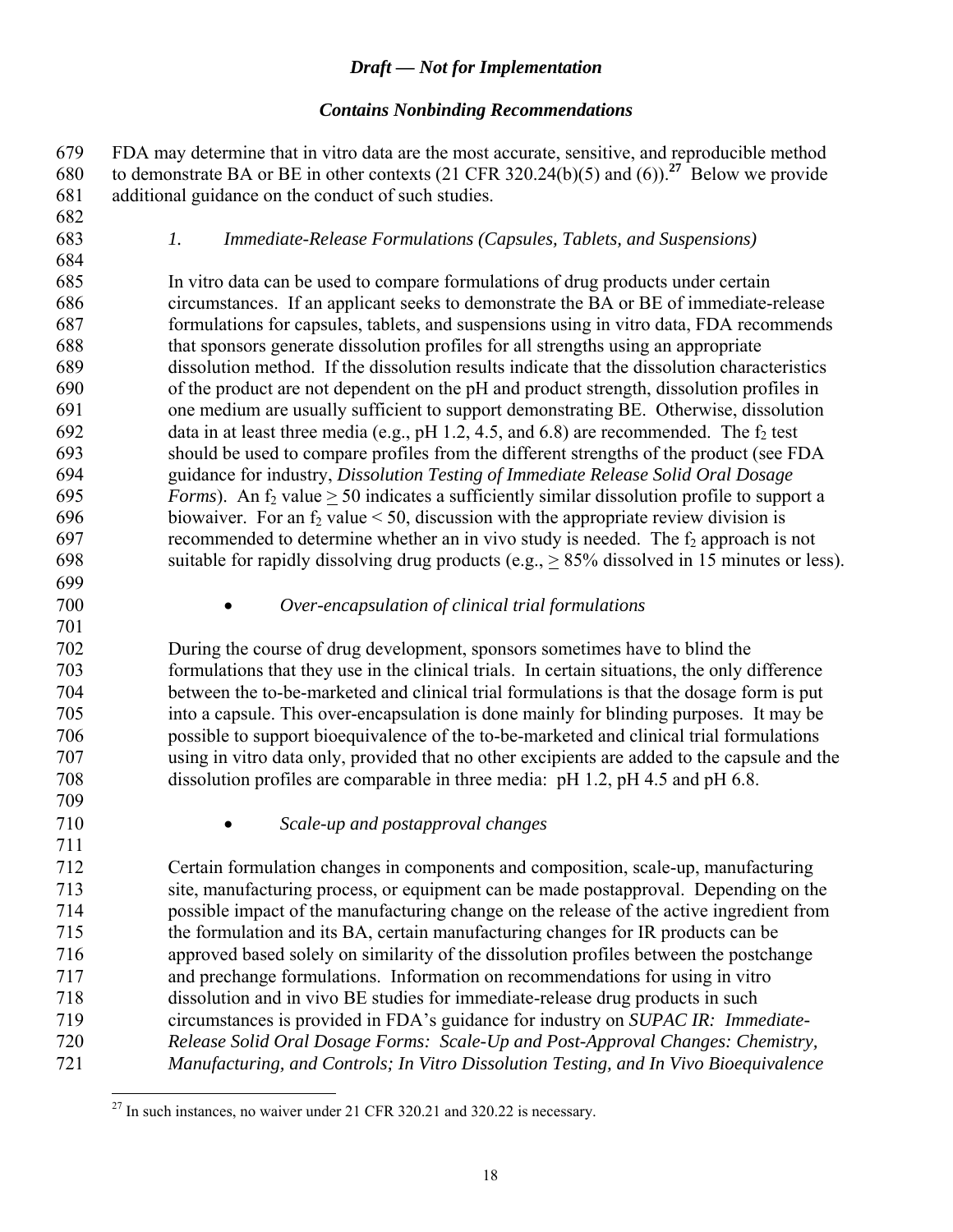FDA may determine that in vitro data are the most accurate, sensitive, and reproducible method to demonstrate BA or BE in other contexts (21 CFR 320.24(b)(5) and (6)).[27] Below we provide additional guidance on the conduct of such studies.

### *1. Immediate-Release Formulations (Capsules, Tablets, and Suspensions)*

In vitro data can be used to compare formulations of drug products under certain circumstances. If an applicant seeks to demonstrate the BA or BE of immediate-release formulations for capsules, tablets, and suspensions using in vitro data, FDA recommends that sponsors generate dissolution profiles for all strengths using an appropriate dissolution method. If the dissolution results indicate that the dissolution characteristics of the product are not dependent on the pH and product strength, dissolution profiles in one medium are usually sufficient to support demonstrating BE. Otherwise, dissolution data in at least three media (e.g., pH 1.2, 4.5, and 6.8) are recommended. The $f_2$ test should be used to compare profiles from the different strengths of the product (see FDA guidance for industry, *Dissolution Testing of Immediate Release Solid Oral Dosage Forms*). An $f_2$ value $\geq 50$ indicates a sufficiently similar dissolution profile to support a biowaiver. For an $f_2$ value $< 50$, discussion with the appropriate review division is recommended to determine whether an in vivo study is needed. The $f_2$ approach is not suitable for rapidly dissolving drug products (e.g., $\geq$ 85% dissolved in 15 minutes or less).

- *Over-encapsulation of clinical trial formulations*

During the course of drug development, sponsors sometimes have to blind the formulations that they use in the clinical trials. In certain situations, the only difference between the to-be-marketed and clinical trial formulations is that the dosage form is put into a capsule. This over-encapsulation is done mainly for blinding purposes. It may be possible to support bioequivalence of the to-be-marketed and clinical trial formulations using in vitro data only, provided that no other excipients are added to the capsule and the dissolution profiles are comparable in three media: pH 1.2, pH 4.5 and pH 6.8.

- *Scale-up and postapproval changes*

Certain formulation changes in components and composition, scale-up, manufacturing site, manufacturing process, or equipment can be made postapproval. Depending on the possible impact of the manufacturing change on the release of the active ingredient from the formulation and its BA, certain manufacturing changes for IR products can be approved based solely on similarity of the dissolution profiles between the postchange and prechange formulations. Information on recommendations for using in vitro dissolution and in vivo BE studies for immediate-release drug products in such circumstances is provided in FDA's guidance for industry on *SUPAC IR: Immediate-Release Solid Oral Dosage Forms: Scale-Up and Post-Approval Changes: Chemistry, Manufacturing, and Controls; In Vitro Dissolution Testing, and In Vivo Bioequivalence*

---

[27] In such instances, no waiver under 21 CFR 320.21 and 320.22 is necessary.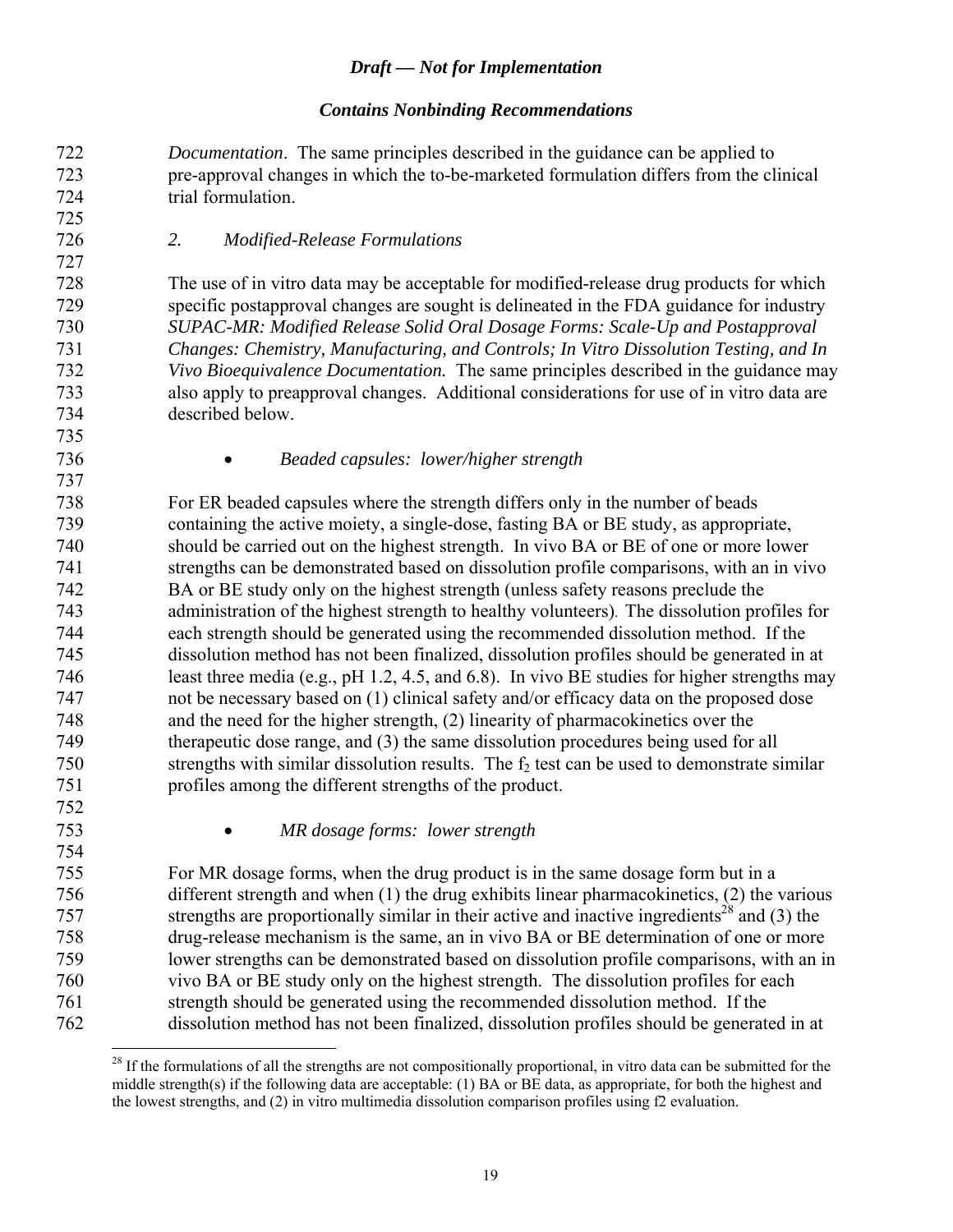*Documentation*. The same principles described in the guidance can be applied to pre-approval changes in which the to-be-marketed formulation differs from the clinical trial formulation.

*2. Modified-Release Formulations*

The use of in vitro data may be acceptable for modified-release drug products for which specific postapproval changes are sought is delineated in the FDA guidance for industry *SUPAC-MR: Modified Release Solid Oral Dosage Forms: Scale-Up and Postapproval Changes: Chemistry, Manufacturing, and Controls; In Vitro Dissolution Testing, and In Vivo Bioequivalence Documentation.* The same principles described in the guidance may also apply to preapproval changes. Additional considerations for use of in vitro data are described below.

- *Beaded capsules: lower/higher strength*

For ER beaded capsules where the strength differs only in the number of beads containing the active moiety, a single-dose, fasting BA or BE study, as appropriate, should be carried out on the highest strength. In vivo BA or BE of one or more lower strengths can be demonstrated based on dissolution profile comparisons, with an in vivo BA or BE study only on the highest strength (unless safety reasons preclude the administration of the highest strength to healthy volunteers). The dissolution profiles for each strength should be generated using the recommended dissolution method. If the dissolution method has not been finalized, dissolution profiles should be generated in at least three media (e.g., pH 1.2, 4.5, and 6.8). In vivo BE studies for higher strengths may not be necessary based on (1) clinical safety and/or efficacy data on the proposed dose and the need for the higher strength, (2) linearity of pharmacokinetics over the therapeutic dose range, and (3) the same dissolution procedures being used for all strengths with similar dissolution results. The $f_2$ test can be used to demonstrate similar profiles among the different strengths of the product.

- *MR dosage forms: lower strength*

For MR dosage forms, when the drug product is in the same dosage form but in a different strength and when (1) the drug exhibits linear pharmacokinetics, (2) the various strengths are proportionally similar in their active and inactive ingredients[28] and (3) the drug-release mechanism is the same, an in vivo BA or BE determination of one or more lower strengths can be demonstrated based on dissolution profile comparisons, with an in vivo BA or BE study only on the highest strength. The dissolution profiles for each strength should be generated using the recommended dissolution method. If the dissolution method has not been finalized, dissolution profiles should be generated in at

[28] If the formulations of all the strengths are not compositionally proportional, in vitro data can be submitted for the middle strength(s) if the following data are acceptable: (1) BA or BE data, as appropriate, for both the highest and the lowest strengths, and (2) in vitro multimedia dissolution comparison profiles using f2 evaluation.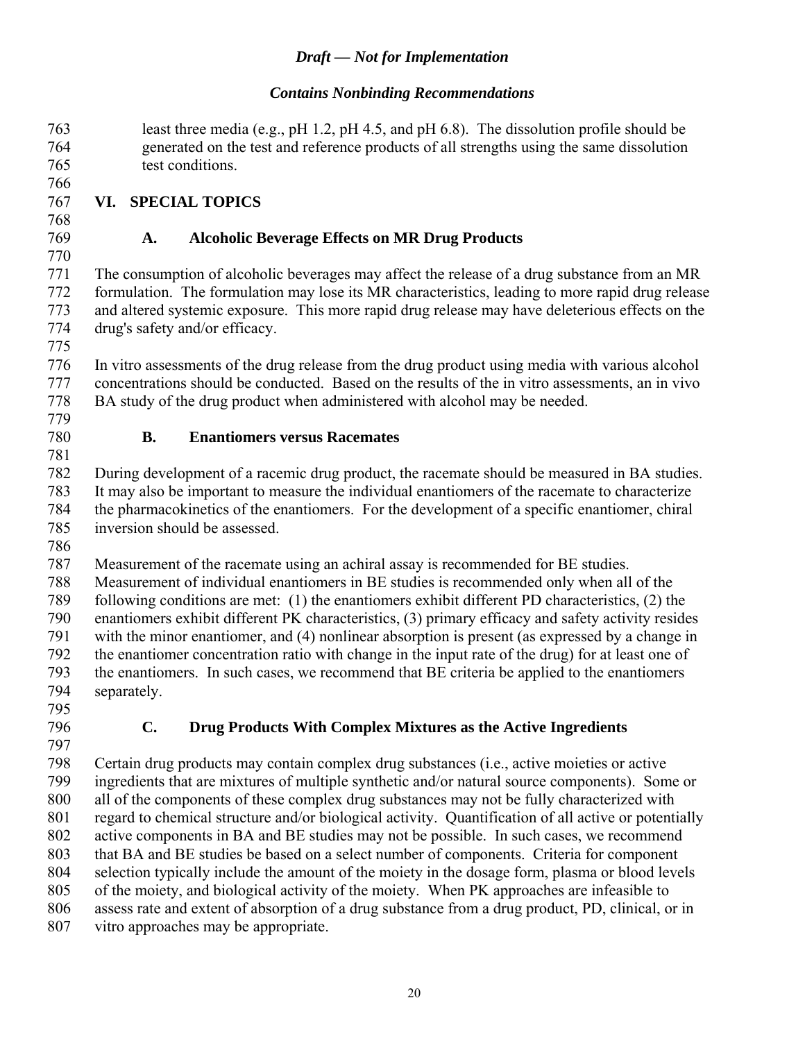least three media (e.g., pH 1.2, pH 4.5, and pH 6.8). The dissolution profile should be generated on the test and reference products of all strengths using the same dissolution test conditions.

## VI. SPECIAL TOPICS

### A. Alcoholic Beverage Effects on MR Drug Products

The consumption of alcoholic beverages may affect the release of a drug substance from an MR formulation. The formulation may lose its MR characteristics, leading to more rapid drug release and altered systemic exposure. This more rapid drug release may have deleterious effects on the drug's safety and/or efficacy.

In vitro assessments of the drug release from the drug product using media with various alcohol concentrations should be conducted. Based on the results of the in vitro assessments, an in vivo BA study of the drug product when administered with alcohol may be needed.

### B. Enantiomers versus Racemates

During development of a racemic drug product, the racemate should be measured in BA studies. It may also be important to measure the individual enantiomers of the racemate to characterize the pharmacokinetics of the enantiomers. For the development of a specific enantiomer, chiral inversion should be assessed.

Measurement of the racemate using an achiral assay is recommended for BE studies. Measurement of individual enantiomers in BE studies is recommended only when all of the following conditions are met: (1) the enantiomers exhibit different PD characteristics, (2) the enantiomers exhibit different PK characteristics, (3) primary efficacy and safety activity resides with the minor enantiomer, and (4) nonlinear absorption is present (as expressed by a change in the enantiomer concentration ratio with change in the input rate of the drug) for at least one of the enantiomers. In such cases, we recommend that BE criteria be applied to the enantiomers separately.

### C. Drug Products With Complex Mixtures as the Active Ingredients

Certain drug products may contain complex drug substances (i.e., active moieties or active ingredients that are mixtures of multiple synthetic and/or natural source components). Some or all of the components of these complex drug substances may not be fully characterized with regard to chemical structure and/or biological activity. Quantification of all active or potentially active components in BA and BE studies may not be possible. In such cases, we recommend that BA and BE studies be based on a select number of components. Criteria for component selection typically include the amount of the moiety in the dosage form, plasma or blood levels of the moiety, and biological activity of the moiety. When PK approaches are infeasible to assess rate and extent of absorption of a drug substance from a drug product, PD, clinical, or in vitro approaches may be appropriate.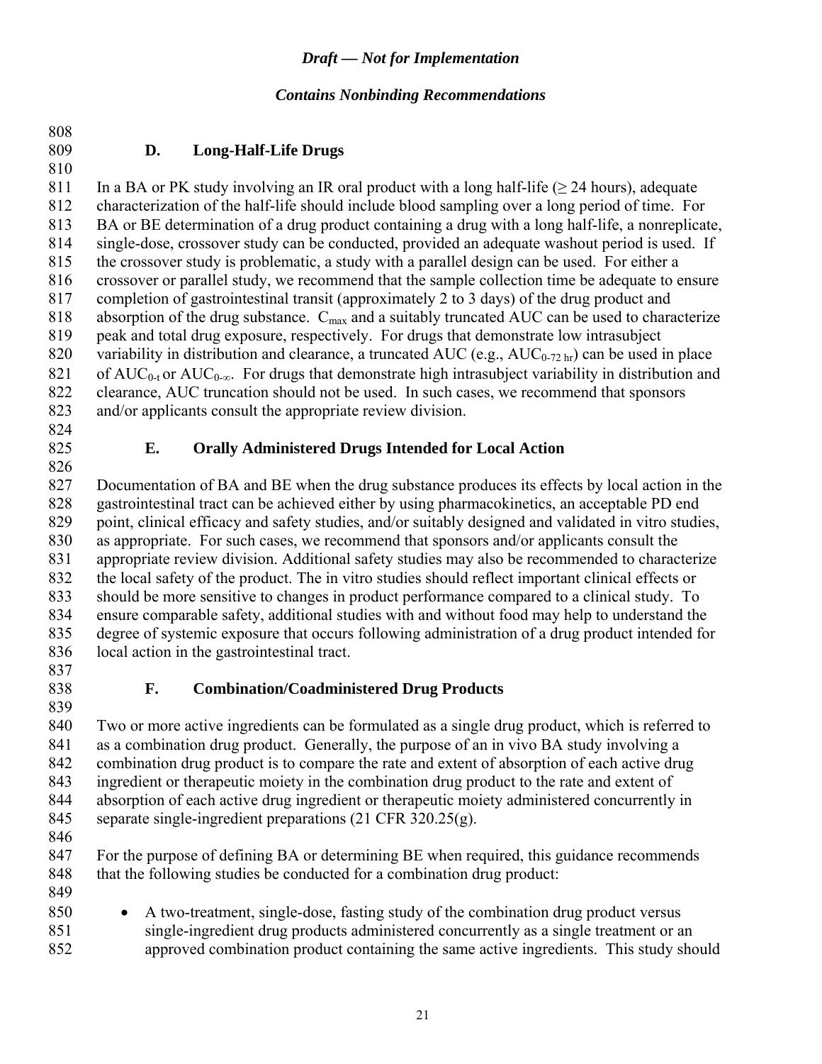### D. Long-Half-Life Drugs

In a BA or PK study involving an IR oral product with a long half-life (≥ 24 hours), adequate characterization of the half-life should include blood sampling over a long period of time. For BA or BE determination of a drug product containing a drug with a long half-life, a nonreplicate, single-dose, crossover study can be conducted, provided an adequate washout period is used. If the crossover study is problematic, a study with a parallel design can be used. For either a crossover or parallel study, we recommend that the sample collection time be adequate to ensure completion of gastrointestinal transit (approximately 2 to 3 days) of the drug product and absorption of the drug substance. $C_{max}$ and a suitably truncated AUC can be used to characterize peak and total drug exposure, respectively. For drugs that demonstrate low intrasubject variability in distribution and clearance, a truncated AUC (e.g., $AUC_{0\text{-}72\ hr}$) can be used in place of $AUC_{0\text{-}t}$ or $AUC_{0\text{-}\infty}$. For drugs that demonstrate high intrasubject variability in distribution and clearance, AUC truncation should not be used. In such cases, we recommend that sponsors and/or applicants consult the appropriate review division.

### E. Orally Administered Drugs Intended for Local Action

Documentation of BA and BE when the drug substance produces its effects by local action in the gastrointestinal tract can be achieved either by using pharmacokinetics, an acceptable PD end point, clinical efficacy and safety studies, and/or suitably designed and validated in vitro studies, as appropriate. For such cases, we recommend that sponsors and/or applicants consult the appropriate review division. Additional safety studies may also be recommended to characterize the local safety of the product. The in vitro studies should reflect important clinical effects or should be more sensitive to changes in product performance compared to a clinical study. To ensure comparable safety, additional studies with and without food may help to understand the degree of systemic exposure that occurs following administration of a drug product intended for local action in the gastrointestinal tract.

### F. Combination/Coadministered Drug Products

Two or more active ingredients can be formulated as a single drug product, which is referred to as a combination drug product. Generally, the purpose of an in vivo BA study involving a combination drug product is to compare the rate and extent of absorption of each active drug ingredient or therapeutic moiety in the combination drug product to the rate and extent of absorption of each active drug ingredient or therapeutic moiety administered concurrently in separate single-ingredient preparations (21 CFR 320.25(g).

For the purpose of defining BA or determining BE when required, this guidance recommends that the following studies be conducted for a combination drug product:

- A two-treatment, single-dose, fasting study of the combination drug product versus single-ingredient drug products administered concurrently as a single treatment or an approved combination product containing the same active ingredients. This study should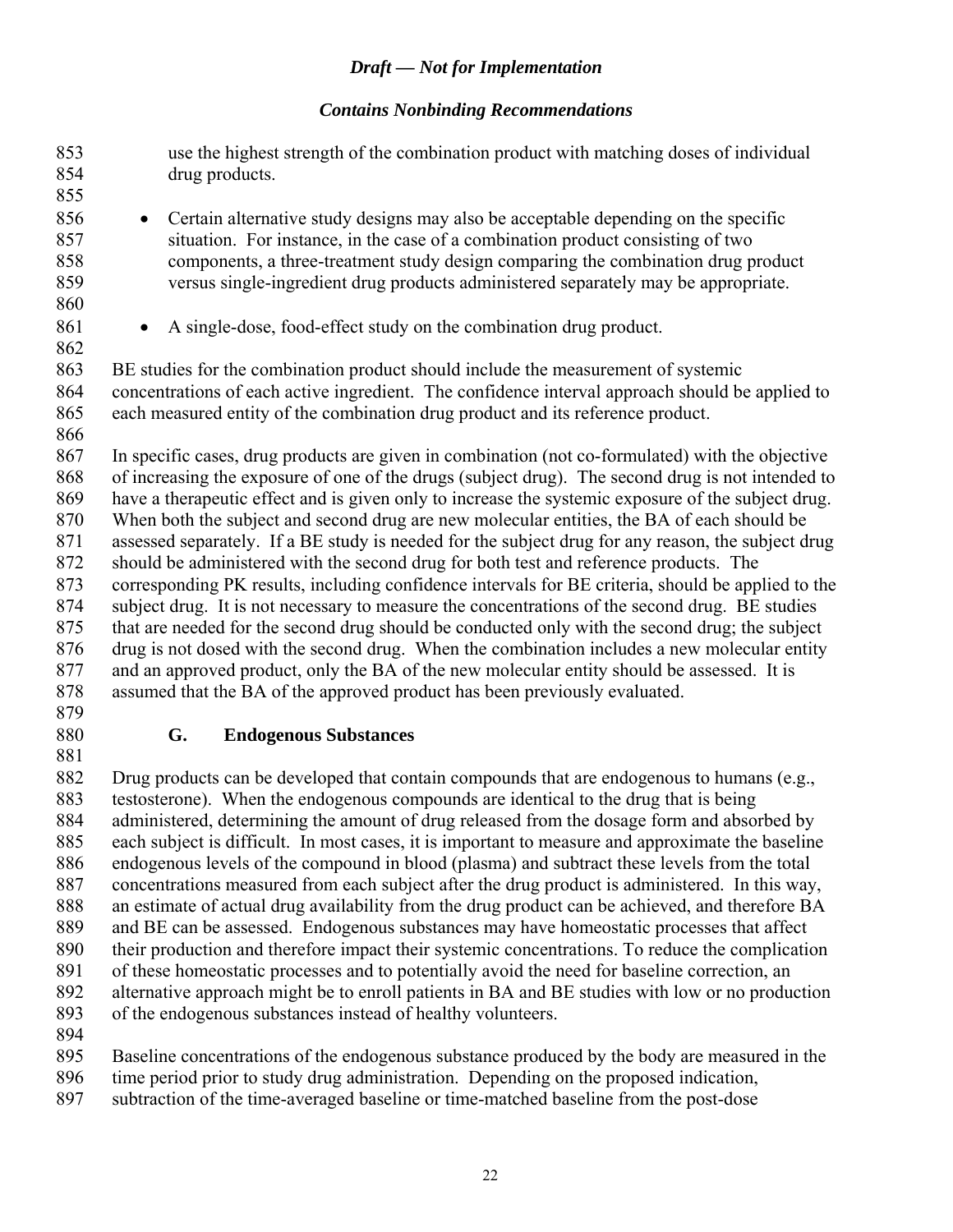use the highest strength of the combination product with matching doses of individual drug products.

- Certain alternative study designs may also be acceptable depending on the specific situation. For instance, in the case of a combination product consisting of two components, a three-treatment study design comparing the combination drug product versus single-ingredient drug products administered separately may be appropriate.

- A single-dose, food-effect study on the combination drug product.

BE studies for the combination product should include the measurement of systemic concentrations of each active ingredient. The confidence interval approach should be applied to each measured entity of the combination drug product and its reference product.

In specific cases, drug products are given in combination (not co-formulated) with the objective of increasing the exposure of one of the drugs (subject drug). The second drug is not intended to have a therapeutic effect and is given only to increase the systemic exposure of the subject drug. When both the subject and second drug are new molecular entities, the BA of each should be assessed separately. If a BE study is needed for the subject drug for any reason, the subject drug should be administered with the second drug for both test and reference products. The corresponding PK results, including confidence intervals for BE criteria, should be applied to the subject drug. It is not necessary to measure the concentrations of the second drug. BE studies that are needed for the second drug should be conducted only with the second drug; the subject drug is not dosed with the second drug. When the combination includes a new molecular entity and an approved product, only the BA of the new molecular entity should be assessed. It is assumed that the BA of the approved product has been previously evaluated.

### G. Endogenous Substances

Drug products can be developed that contain compounds that are endogenous to humans (e.g., testosterone). When the endogenous compounds are identical to the drug that is being administered, determining the amount of drug released from the dosage form and absorbed by each subject is difficult. In most cases, it is important to measure and approximate the baseline endogenous levels of the compound in blood (plasma) and subtract these levels from the total concentrations measured from each subject after the drug product is administered. In this way, an estimate of actual drug availability from the drug product can be achieved, and therefore BA and BE can be assessed. Endogenous substances may have homeostatic processes that affect their production and therefore impact their systemic concentrations. To reduce the complication of these homeostatic processes and to potentially avoid the need for baseline correction, an alternative approach might be to enroll patients in BA and BE studies with low or no production of the endogenous substances instead of healthy volunteers.

Baseline concentrations of the endogenous substance produced by the body are measured in the time period prior to study drug administration. Depending on the proposed indication, subtraction of the time-averaged baseline or time-matched baseline from the post-dose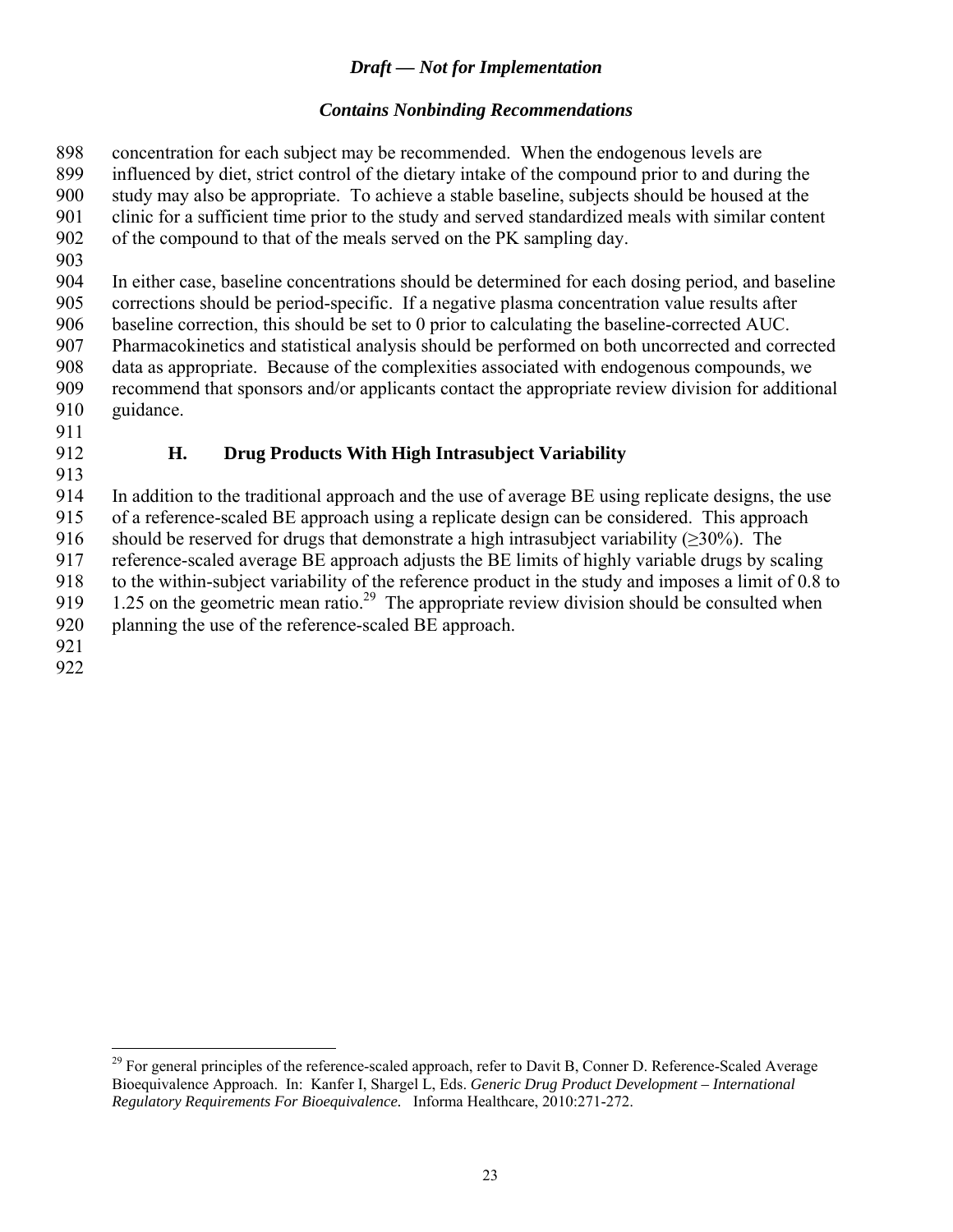concentration for each subject may be recommended. When the endogenous levels are influenced by diet, strict control of the dietary intake of the compound prior to and during the study may also be appropriate. To achieve a stable baseline, subjects should be housed at the clinic for a sufficient time prior to the study and served standardized meals with similar content of the compound to that of the meals served on the PK sampling day.

In either case, baseline concentrations should be determined for each dosing period, and baseline corrections should be period-specific. If a negative plasma concentration value results after baseline correction, this should be set to 0 prior to calculating the baseline-corrected AUC. Pharmacokinetics and statistical analysis should be performed on both uncorrected and corrected data as appropriate. Because of the complexities associated with endogenous compounds, we recommend that sponsors and/or applicants contact the appropriate review division for additional guidance.

### H. Drug Products With High Intrasubject Variability

In addition to the traditional approach and the use of average BE using replicate designs, the use of a reference-scaled BE approach using a replicate design can be considered. This approach should be reserved for drugs that demonstrate a high intrasubject variability ($\geq$30%). The reference-scaled average BE approach adjusts the BE limits of highly variable drugs by scaling to the within-subject variability of the reference product in the study and imposes a limit of 0.8 to 1.25 on the geometric mean ratio.[29] The appropriate review division should be consulted when planning the use of the reference-scaled BE approach.

---

[29] For general principles of the reference-scaled approach, refer to Davit B, Conner D. Reference-Scaled Average Bioequivalence Approach. In: Kanfer I, Shargel L, Eds. *Generic Drug Product Development – International Regulatory Requirements For Bioequivalence*. Informa Healthcare, 2010:271-272.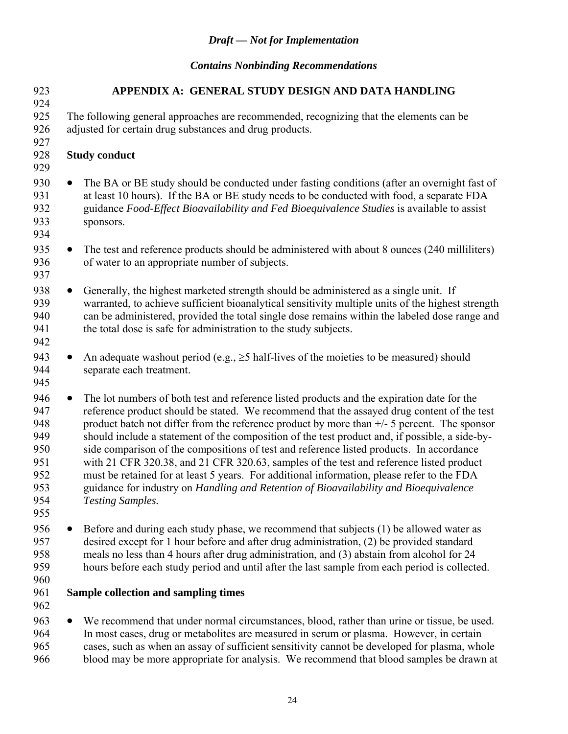*Draft — Not for Implementation*

*Contains Nonbinding Recommendations*

## APPENDIX A: GENERAL STUDY DESIGN AND DATA HANDLING

The following general approaches are recommended, recognizing that the elements can be adjusted for certain drug substances and drug products.

### Study conduct

- The BA or BE study should be conducted under fasting conditions (after an overnight fast of at least 10 hours). If the BA or BE study needs to be conducted with food, a separate FDA guidance *Food-Effect Bioavailability and Fed Bioequivalence Studies* is available to assist sponsors.

- The test and reference products should be administered with about 8 ounces (240 milliliters) of water to an appropriate number of subjects.

- Generally, the highest marketed strength should be administered as a single unit. If warranted, to achieve sufficient bioanalytical sensitivity multiple units of the highest strength can be administered, provided the total single dose remains within the labeled dose range and the total dose is safe for administration to the study subjects.

- An adequate washout period (e.g., ≥5 half-lives of the moieties to be measured) should separate each treatment.

- The lot numbers of both test and reference listed products and the expiration date for the reference product should be stated. We recommend that the assayed drug content of the test product batch not differ from the reference product by more than +/- 5 percent. The sponsor should include a statement of the composition of the test product and, if possible, a side-by-side comparison of the compositions of test and reference listed products. In accordance with 21 CFR 320.38, and 21 CFR 320.63, samples of the test and reference listed product must be retained for at least 5 years. For additional information, please refer to the FDA guidance for industry on *Handling and Retention of Bioavailability and Bioequivalence Testing Samples.*

- Before and during each study phase, we recommend that subjects (1) be allowed water as desired except for 1 hour before and after drug administration, (2) be provided standard meals no less than 4 hours after drug administration, and (3) abstain from alcohol for 24 hours before each study period and until after the last sample from each period is collected.

### Sample collection and sampling times

- We recommend that under normal circumstances, blood, rather than urine or tissue, be used. In most cases, drug or metabolites are measured in serum or plasma. However, in certain cases, such as when an assay of sufficient sensitivity cannot be developed for plasma, whole blood may be more appropriate for analysis. We recommend that blood samples be drawn at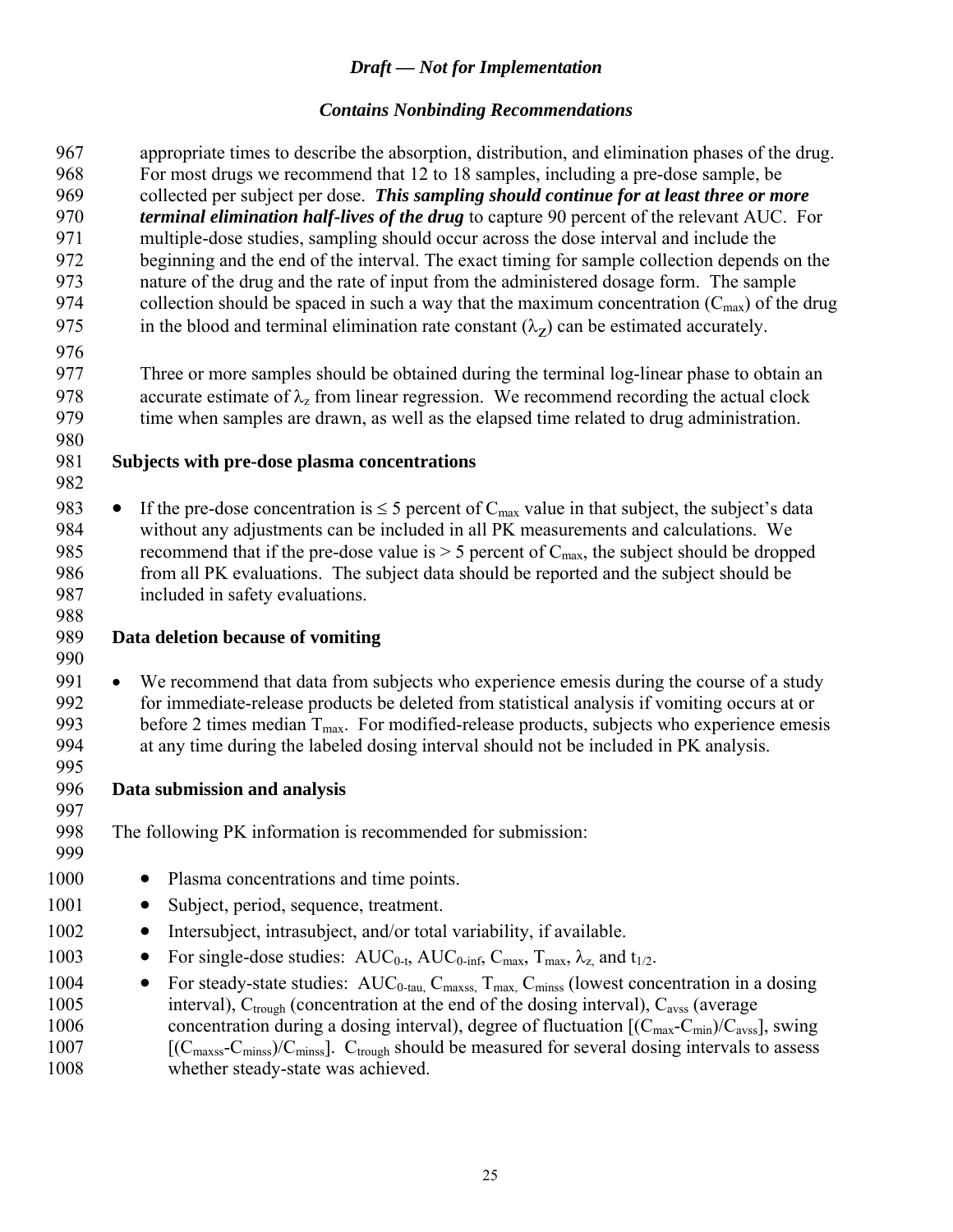appropriate times to describe the absorption, distribution, and elimination phases of the drug. For most drugs we recommend that 12 to 18 samples, including a pre-dose sample, be collected per subject per dose. ***This sampling should continue for at least three or more terminal elimination half-lives of the drug*** to capture 90 percent of the relevant AUC. For multiple-dose studies, sampling should occur across the dose interval and include the beginning and the end of the interval. The exact timing for sample collection depends on the nature of the drug and the rate of input from the administered dosage form. The sample collection should be spaced in such a way that the maximum concentration ($C_{max}$) of the drug in the blood and terminal elimination rate constant ($\lambda_Z$) can be estimated accurately.

Three or more samples should be obtained during the terminal log-linear phase to obtain an accurate estimate of $\lambda_z$ from linear regression. We recommend recording the actual clock time when samples are drawn, as well as the elapsed time related to drug administration.

**Subjects with pre-dose plasma concentrations**

- If the pre-dose concentration is ≤ 5 percent of $C_{max}$ value in that subject, the subject's data without any adjustments can be included in all PK measurements and calculations. We recommend that if the pre-dose value is > 5 percent of $C_{max}$, the subject should be dropped from all PK evaluations. The subject data should be reported and the subject should be included in safety evaluations.

**Data deletion because of vomiting**

- We recommend that data from subjects who experience emesis during the course of a study for immediate-release products be deleted from statistical analysis if vomiting occurs at or before 2 times median $T_{max}$. For modified-release products, subjects who experience emesis at any time during the labeled dosing interval should not be included in PK analysis.

**Data submission and analysis**

The following PK information is recommended for submission:

- Plasma concentrations and time points.
- Subject, period, sequence, treatment.
- Intersubject, intrasubject, and/or total variability, if available.
- For single-dose studies: $AUC_{0\text{-}t}$, $AUC_{0\text{-}inf}$, $C_{max}$, $T_{max}$, $\lambda_z$, and $t_{1/2}$.
- For steady-state studies: $AUC_{0\text{-}tau}$, $C_{maxss}$, $T_{max}$, $C_{minss}$ (lowest concentration in a dosing interval), $C_{trough}$ (concentration at the end of the dosing interval), $C_{avss}$ (average concentration during a dosing interval), degree of fluctuation $[(C_{max}-C_{min})/C_{avss}]$, swing $[(C_{maxss}-C_{minss})/C_{minss}]$. $C_{trough}$ should be measured for several dosing intervals to assess whether steady-state was achieved.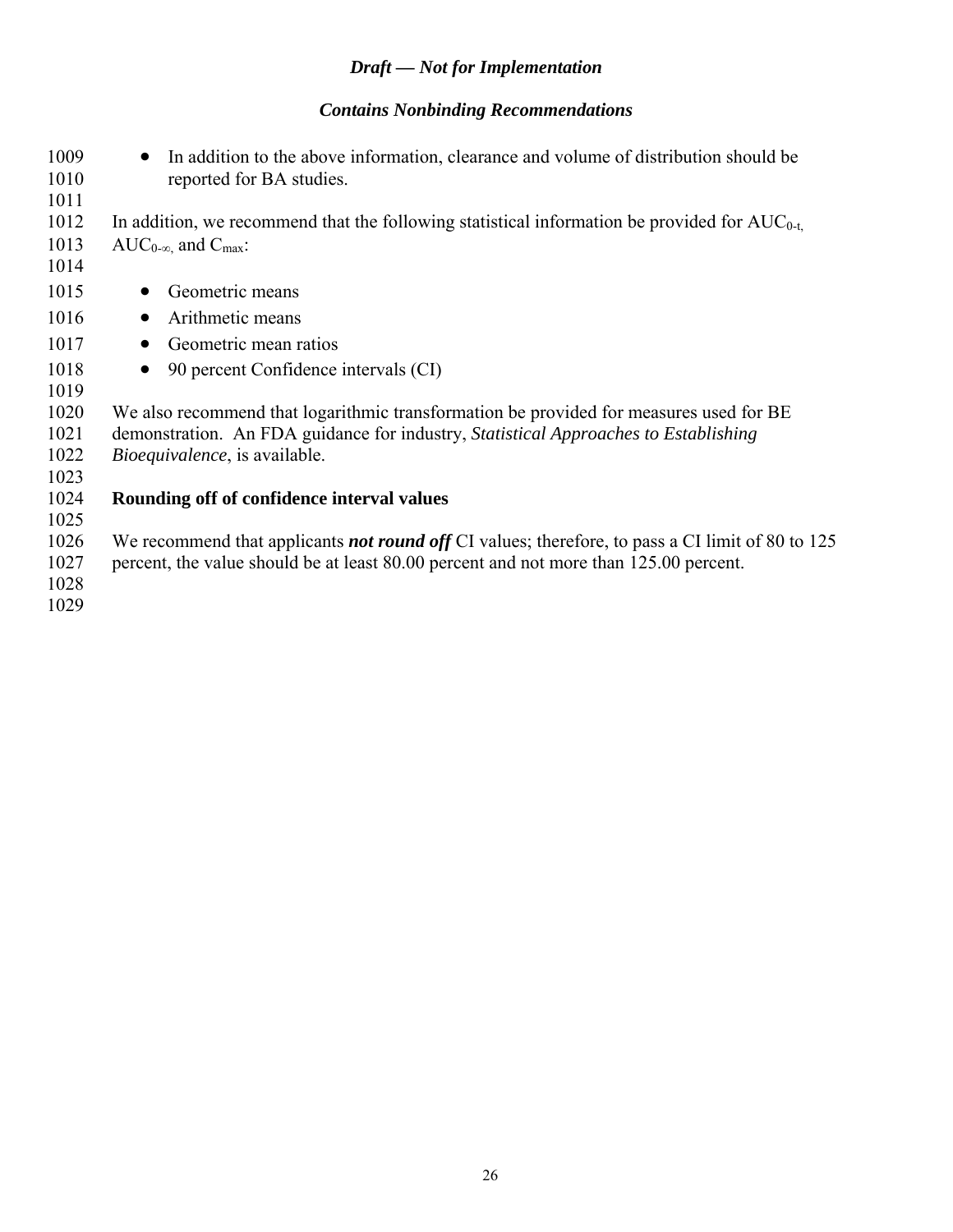- In addition to the above information, clearance and volume of distribution should be reported for BA studies.

In addition, we recommend that the following statistical information be provided for $AUC_{0-t}$, $AUC_{0-\infty}$, and $C_{max}$:

- Geometric means
- Arithmetic means
- Geometric mean ratios
- 90 percent Confidence intervals (CI)

We also recommend that logarithmic transformation be provided for measures used for BE demonstration. An FDA guidance for industry, *Statistical Approaches to Establishing Bioequivalence*, is available.

**Rounding off of confidence interval values**

We recommend that applicants ***not round off*** CI values; therefore, to pass a CI limit of 80 to 125 percent, the value should be at least 80.00 percent and not more than 125.00 percent.